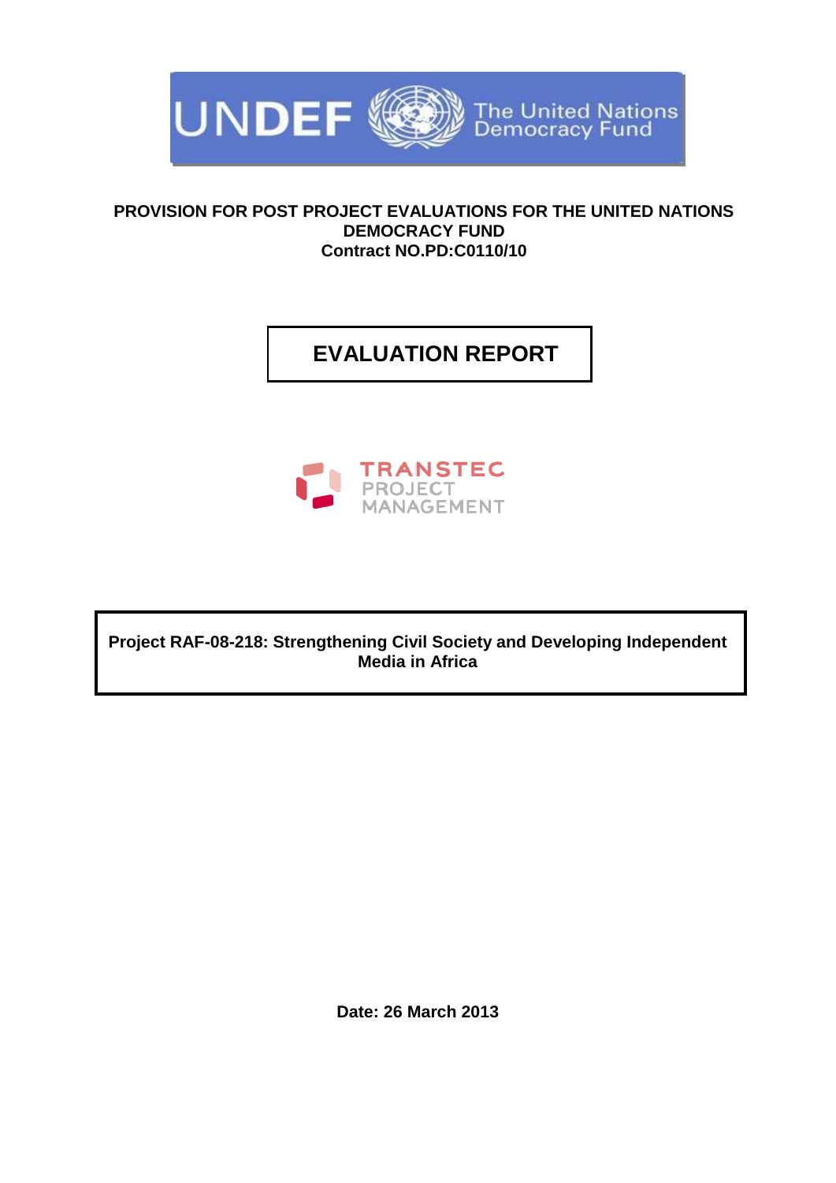UNDEF The United Nations Democracy Fund

**PROVISION FOR POST PROJECT EVALUATIONS FOR THE UNITED NATIONS DEMOCRACY FUND**
**Contract NO.PD:C0110/10**

# EVALUATION REPORT

TRANSTEC PROJECT MANAGEMENT

**Project RAF-08-218: Strengthening Civil Society and Developing Independent Media in Africa**

**Date: 26 March 2013**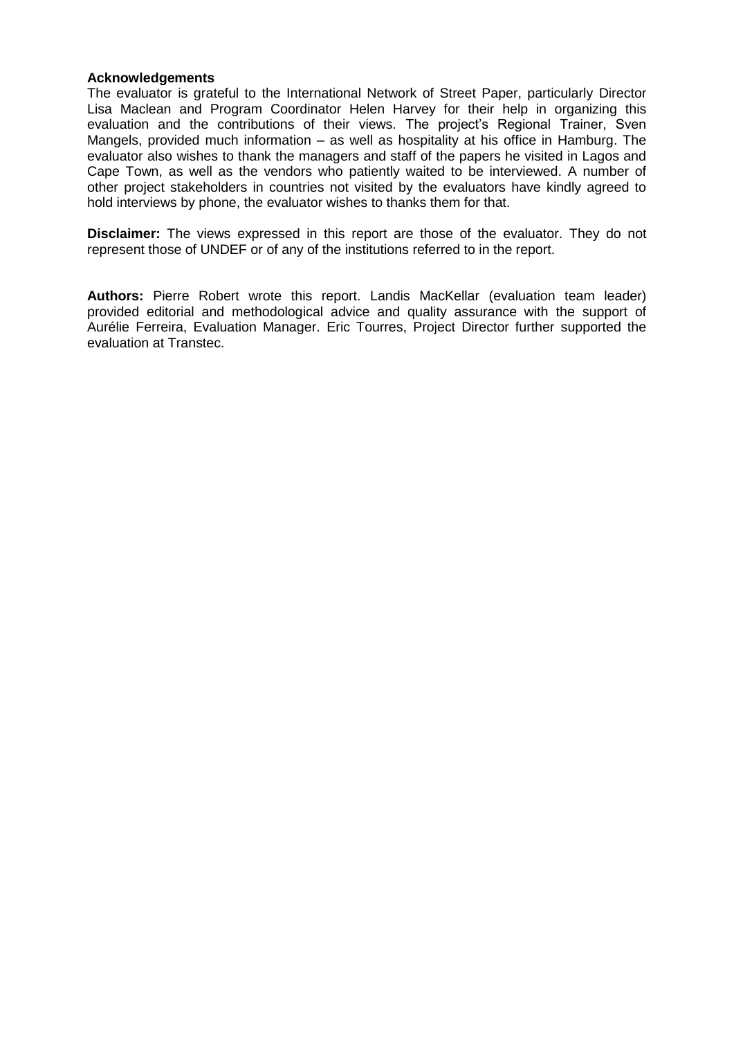**Acknowledgements**

The evaluator is grateful to the International Network of Street Paper, particularly Director Lisa Maclean and Program Coordinator Helen Harvey for their help in organizing this evaluation and the contributions of their views. The project's Regional Trainer, Sven Mangels, provided much information – as well as hospitality at his office in Hamburg. The evaluator also wishes to thank the managers and staff of the papers he visited in Lagos and Cape Town, as well as the vendors who patiently waited to be interviewed. A number of other project stakeholders in countries not visited by the evaluators have kindly agreed to hold interviews by phone, the evaluator wishes to thanks them for that.

**Disclaimer:** The views expressed in this report are those of the evaluator. They do not represent those of UNDEF or of any of the institutions referred to in the report.

**Authors:** Pierre Robert wrote this report. Landis MacKellar (evaluation team leader) provided editorial and methodological advice and quality assurance with the support of Aurélie Ferreira, Evaluation Manager. Eric Tourres, Project Director further supported the evaluation at Transtec.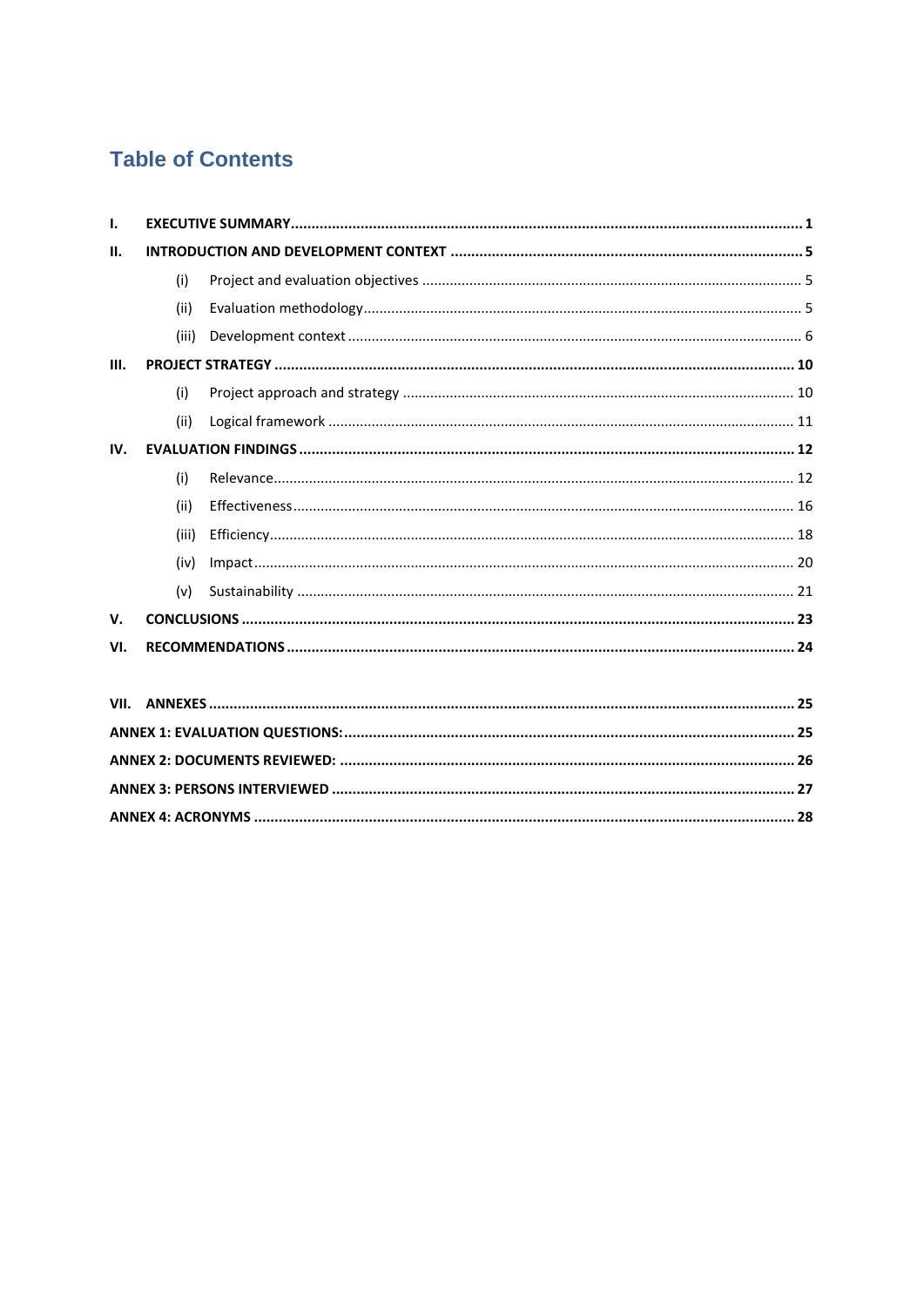# Table of Contents

- **I. EXECUTIVE SUMMARY ... 1**
- **II. INTRODUCTION AND DEVELOPMENT CONTEXT ... 5**
  - (i) Project and evaluation objectives ... 5
  - (ii) Evaluation methodology ... 5
  - (iii) Development context ... 6
- **III. PROJECT STRATEGY ... 10**
  - (i) Project approach and strategy ... 10
  - (ii) Logical framework ... 11
- **IV. EVALUATION FINDINGS ... 12**
  - (i) Relevance ... 12
  - (ii) Effectiveness ... 16
  - (iii) Efficiency ... 18
  - (iv) Impact ... 20
  - (v) Sustainability ... 21
- **V. CONCLUSIONS ... 23**
- **VI. RECOMMENDATIONS ... 24**

- **VII. ANNEXES ... 25**
- **ANNEX 1: EVALUATION QUESTIONS: ... 25**
- **ANNEX 2: DOCUMENTS REVIEWED: ... 26**
- **ANNEX 3: PERSONS INTERVIEWED ... 27**
- **ANNEX 4: ACRONYMS ... 28**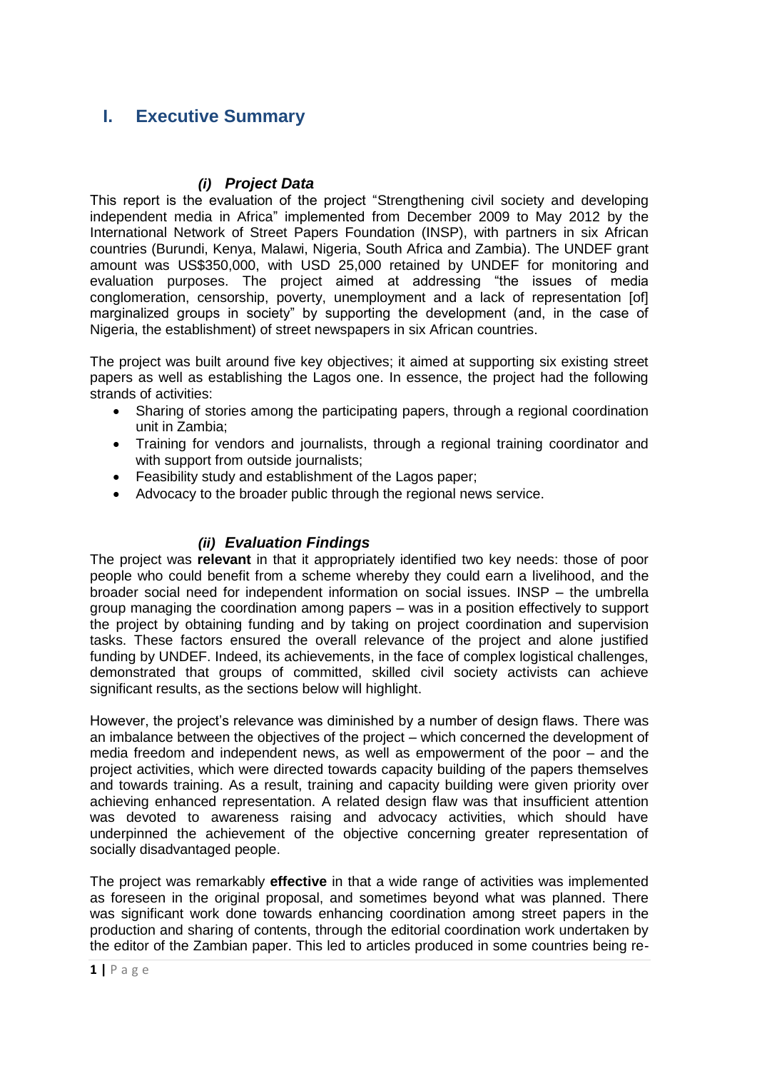# I. Executive Summary

### *(i) Project Data*

This report is the evaluation of the project "Strengthening civil society and developing independent media in Africa" implemented from December 2009 to May 2012 by the International Network of Street Papers Foundation (INSP), with partners in six African countries (Burundi, Kenya, Malawi, Nigeria, South Africa and Zambia). The UNDEF grant amount was US$350,000, with USD 25,000 retained by UNDEF for monitoring and evaluation purposes. The project aimed at addressing "the issues of media conglomeration, censorship, poverty, unemployment and a lack of representation [of] marginalized groups in society" by supporting the development (and, in the case of Nigeria, the establishment) of street newspapers in six African countries.

The project was built around five key objectives; it aimed at supporting six existing street papers as well as establishing the Lagos one. In essence, the project had the following strands of activities:

- Sharing of stories among the participating papers, through a regional coordination unit in Zambia;
- Training for vendors and journalists, through a regional training coordinator and with support from outside journalists;
- Feasibility study and establishment of the Lagos paper;
- Advocacy to the broader public through the regional news service.

### *(ii) Evaluation Findings*

The project was **relevant** in that it appropriately identified two key needs: those of poor people who could benefit from a scheme whereby they could earn a livelihood, and the broader social need for independent information on social issues. INSP – the umbrella group managing the coordination among papers – was in a position effectively to support the project by obtaining funding and by taking on project coordination and supervision tasks. These factors ensured the overall relevance of the project and alone justified funding by UNDEF. Indeed, its achievements, in the face of complex logistical challenges, demonstrated that groups of committed, skilled civil society activists can achieve significant results, as the sections below will highlight.

However, the project's relevance was diminished by a number of design flaws. There was an imbalance between the objectives of the project – which concerned the development of media freedom and independent news, as well as empowerment of the poor – and the project activities, which were directed towards capacity building of the papers themselves and towards training. As a result, training and capacity building were given priority over achieving enhanced representation. A related design flaw was that insufficient attention was devoted to awareness raising and advocacy activities, which should have underpinned the achievement of the objective concerning greater representation of socially disadvantaged people.

The project was remarkably **effective** in that a wide range of activities was implemented as foreseen in the original proposal, and sometimes beyond what was planned. There was significant work done towards enhancing coordination among street papers in the production and sharing of contents, through the editorial coordination work undertaken by the editor of the Zambian paper. This led to articles produced in some countries being re-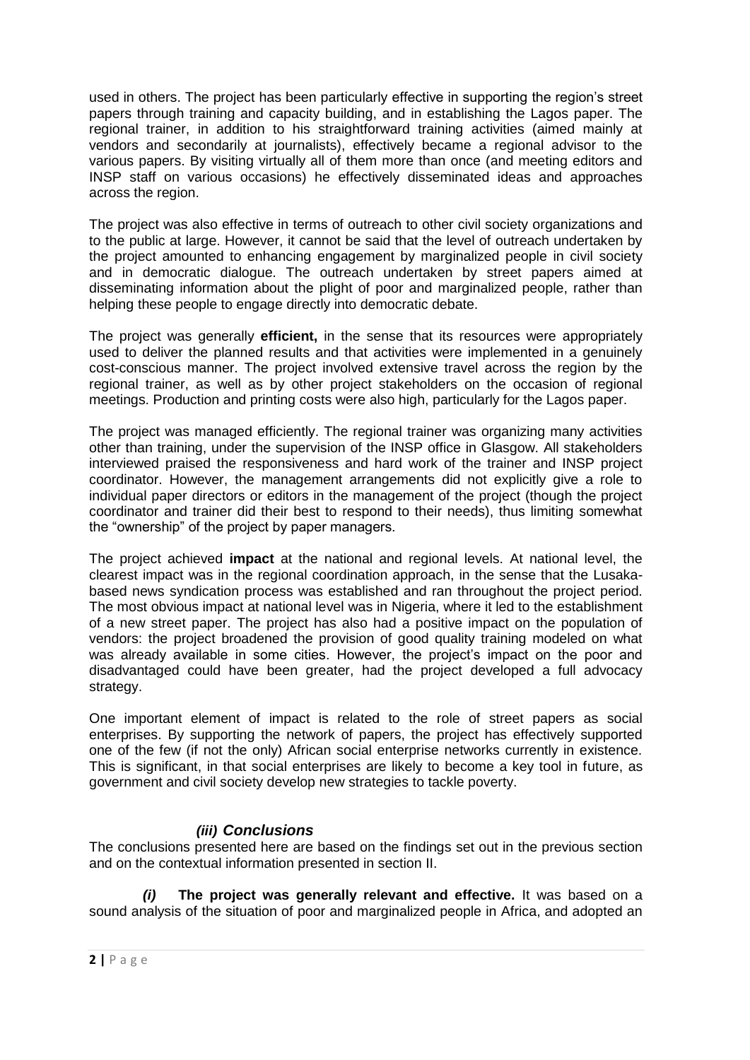used in others. The project has been particularly effective in supporting the region's street papers through training and capacity building, and in establishing the Lagos paper. The regional trainer, in addition to his straightforward training activities (aimed mainly at vendors and secondarily at journalists), effectively became a regional advisor to the various papers. By visiting virtually all of them more than once (and meeting editors and INSP staff on various occasions) he effectively disseminated ideas and approaches across the region.

The project was also effective in terms of outreach to other civil society organizations and to the public at large. However, it cannot be said that the level of outreach undertaken by the project amounted to enhancing engagement by marginalized people in civil society and in democratic dialogue. The outreach undertaken by street papers aimed at disseminating information about the plight of poor and marginalized people, rather than helping these people to engage directly into democratic debate.

The project was generally **efficient,** in the sense that its resources were appropriately used to deliver the planned results and that activities were implemented in a genuinely cost-conscious manner. The project involved extensive travel across the region by the regional trainer, as well as by other project stakeholders on the occasion of regional meetings. Production and printing costs were also high, particularly for the Lagos paper.

The project was managed efficiently. The regional trainer was organizing many activities other than training, under the supervision of the INSP office in Glasgow. All stakeholders interviewed praised the responsiveness and hard work of the trainer and INSP project coordinator. However, the management arrangements did not explicitly give a role to individual paper directors or editors in the management of the project (though the project coordinator and trainer did their best to respond to their needs), thus limiting somewhat the "ownership" of the project by paper managers.

The project achieved **impact** at the national and regional levels. At national level, the clearest impact was in the regional coordination approach, in the sense that the Lusaka-based news syndication process was established and ran throughout the project period. The most obvious impact at national level was in Nigeria, where it led to the establishment of a new street paper. The project has also had a positive impact on the population of vendors: the project broadened the provision of good quality training modeled on what was already available in some cities. However, the project's impact on the poor and disadvantaged could have been greater, had the project developed a full advocacy strategy.

One important element of impact is related to the role of street papers as social enterprises. By supporting the network of papers, the project has effectively supported one of the few (if not the only) African social enterprise networks currently in existence. This is significant, in that social enterprises are likely to become a key tool in future, as government and civil society develop new strategies to tackle poverty.

### *(iii) Conclusions*

The conclusions presented here are based on the findings set out in the previous section and on the contextual information presented in section II.

***(i)*** **The project was generally relevant and effective.** It was based on a sound analysis of the situation of poor and marginalized people in Africa, and adopted an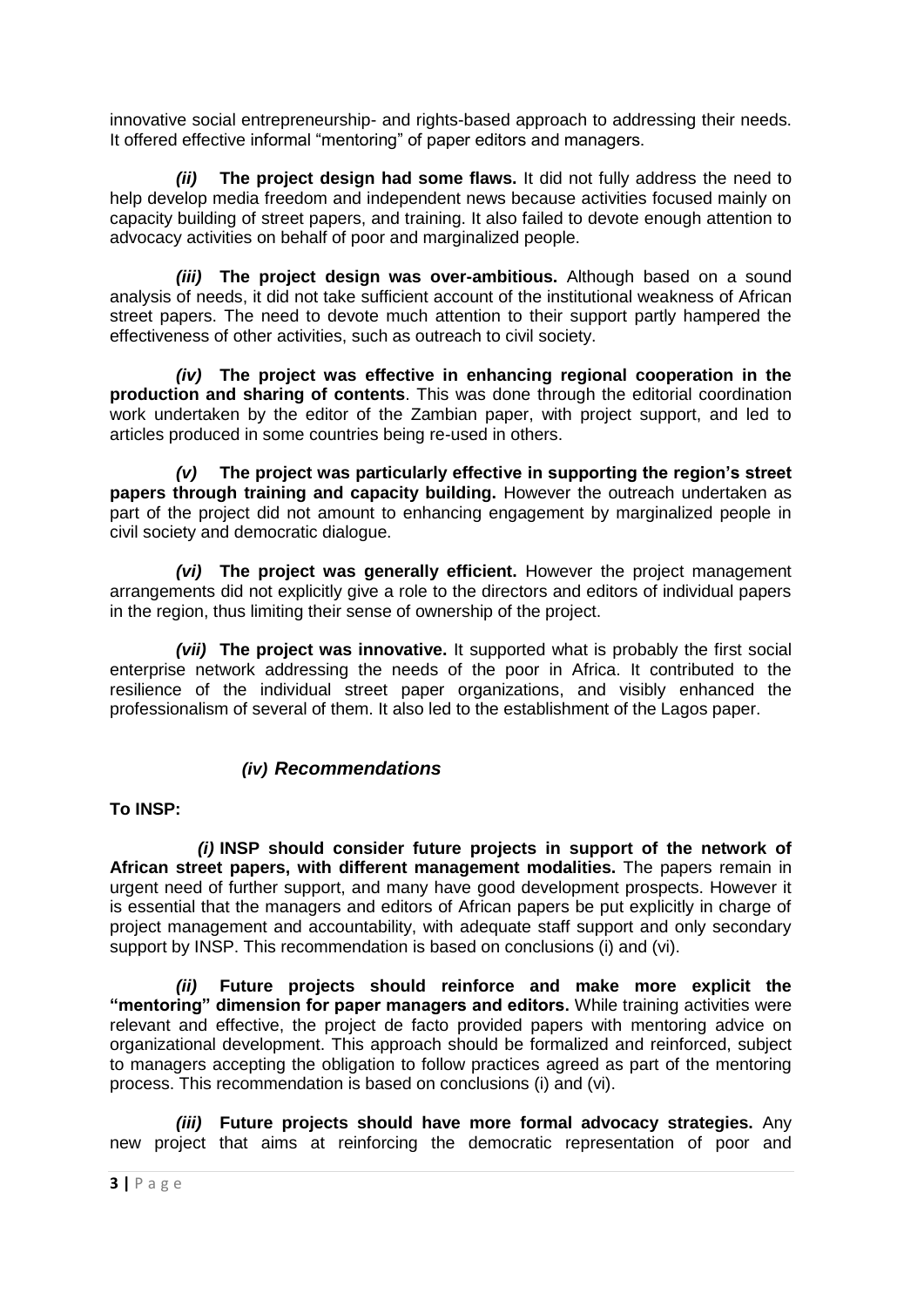innovative social entrepreneurship- and rights-based approach to addressing their needs. It offered effective informal "mentoring" of paper editors and managers.

***(ii)*** **The project design had some flaws.** It did not fully address the need to help develop media freedom and independent news because activities focused mainly on capacity building of street papers, and training. It also failed to devote enough attention to advocacy activities on behalf of poor and marginalized people.

***(iii)*** **The project design was over-ambitious.** Although based on a sound analysis of needs, it did not take sufficient account of the institutional weakness of African street papers. The need to devote much attention to their support partly hampered the effectiveness of other activities, such as outreach to civil society.

***(iv)*** **The project was effective in enhancing regional cooperation in the production and sharing of contents**. This was done through the editorial coordination work undertaken by the editor of the Zambian paper, with project support, and led to articles produced in some countries being re-used in others.

***(v)*** **The project was particularly effective in supporting the region's street papers through training and capacity building.** However the outreach undertaken as part of the project did not amount to enhancing engagement by marginalized people in civil society and democratic dialogue.

***(vi)*** **The project was generally efficient.** However the project management arrangements did not explicitly give a role to the directors and editors of individual papers in the region, thus limiting their sense of ownership of the project.

***(vii)*** **The project was innovative.** It supported what is probably the first social enterprise network addressing the needs of the poor in Africa. It contributed to the resilience of the individual street paper organizations, and visibly enhanced the professionalism of several of them. It also led to the establishment of the Lagos paper.

### *(iv) Recommendations*

**To INSP:**

***(i)*** **INSP should consider future projects in support of the network of African street papers, with different management modalities.** The papers remain in urgent need of further support, and many have good development prospects. However it is essential that the managers and editors of African papers be put explicitly in charge of project management and accountability, with adequate staff support and only secondary support by INSP. This recommendation is based on conclusions (i) and (vi).

***(ii)*** **Future projects should reinforce and make more explicit the "mentoring" dimension for paper managers and editors.** While training activities were relevant and effective, the project de facto provided papers with mentoring advice on organizational development. This approach should be formalized and reinforced, subject to managers accepting the obligation to follow practices agreed as part of the mentoring process. This recommendation is based on conclusions (i) and (vi).

***(iii)*** **Future projects should have more formal advocacy strategies.** Any new project that aims at reinforcing the democratic representation of poor and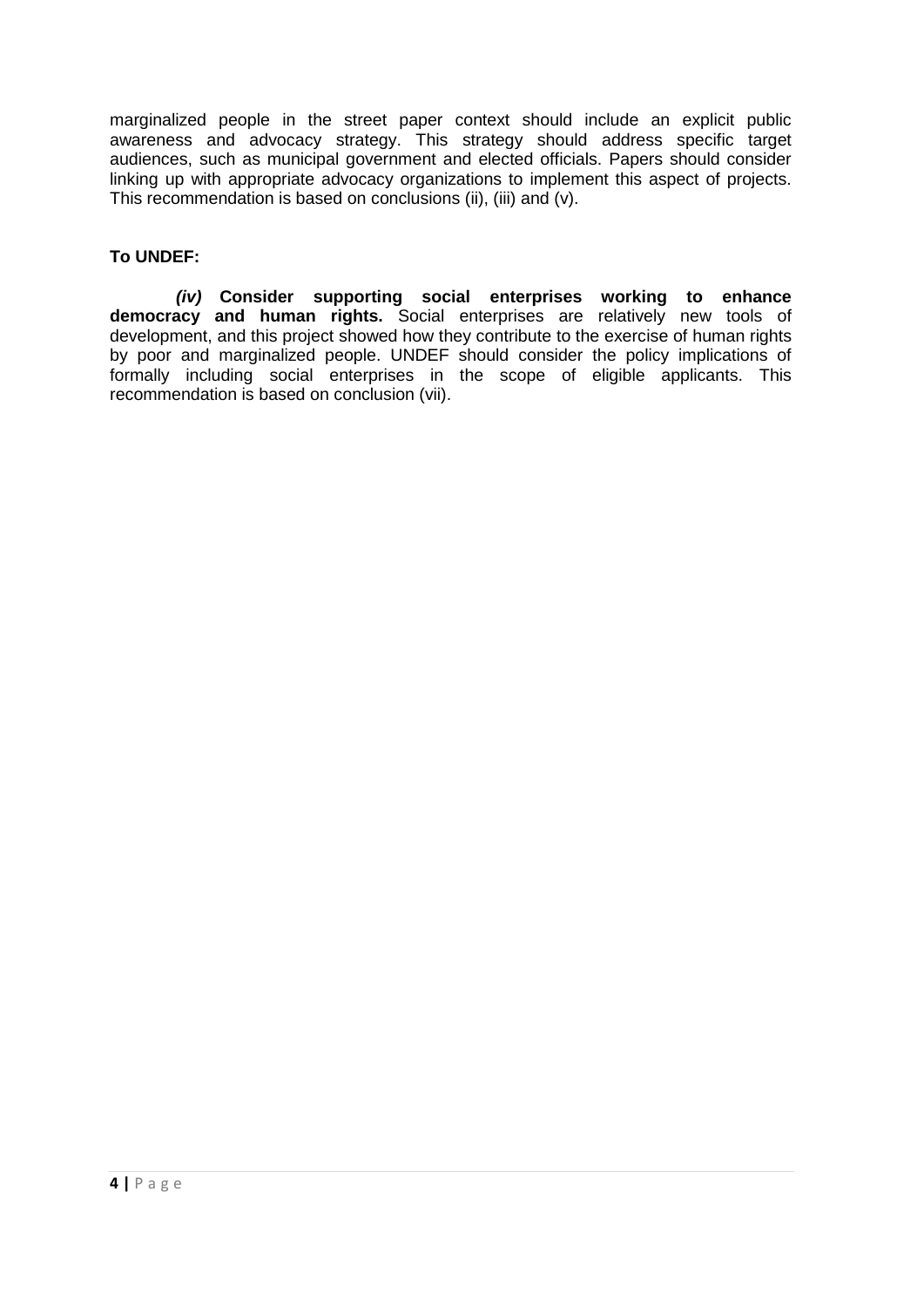marginalized people in the street paper context should include an explicit public awareness and advocacy strategy. This strategy should address specific target audiences, such as municipal government and elected officials. Papers should consider linking up with appropriate advocacy organizations to implement this aspect of projects. This recommendation is based on conclusions (ii), (iii) and (v).

**To UNDEF:**

***(iv)*** **Consider supporting social enterprises working to enhance democracy and human rights.** Social enterprises are relatively new tools of development, and this project showed how they contribute to the exercise of human rights by poor and marginalized people. UNDEF should consider the policy implications of formally including social enterprises in the scope of eligible applicants. This recommendation is based on conclusion (vii).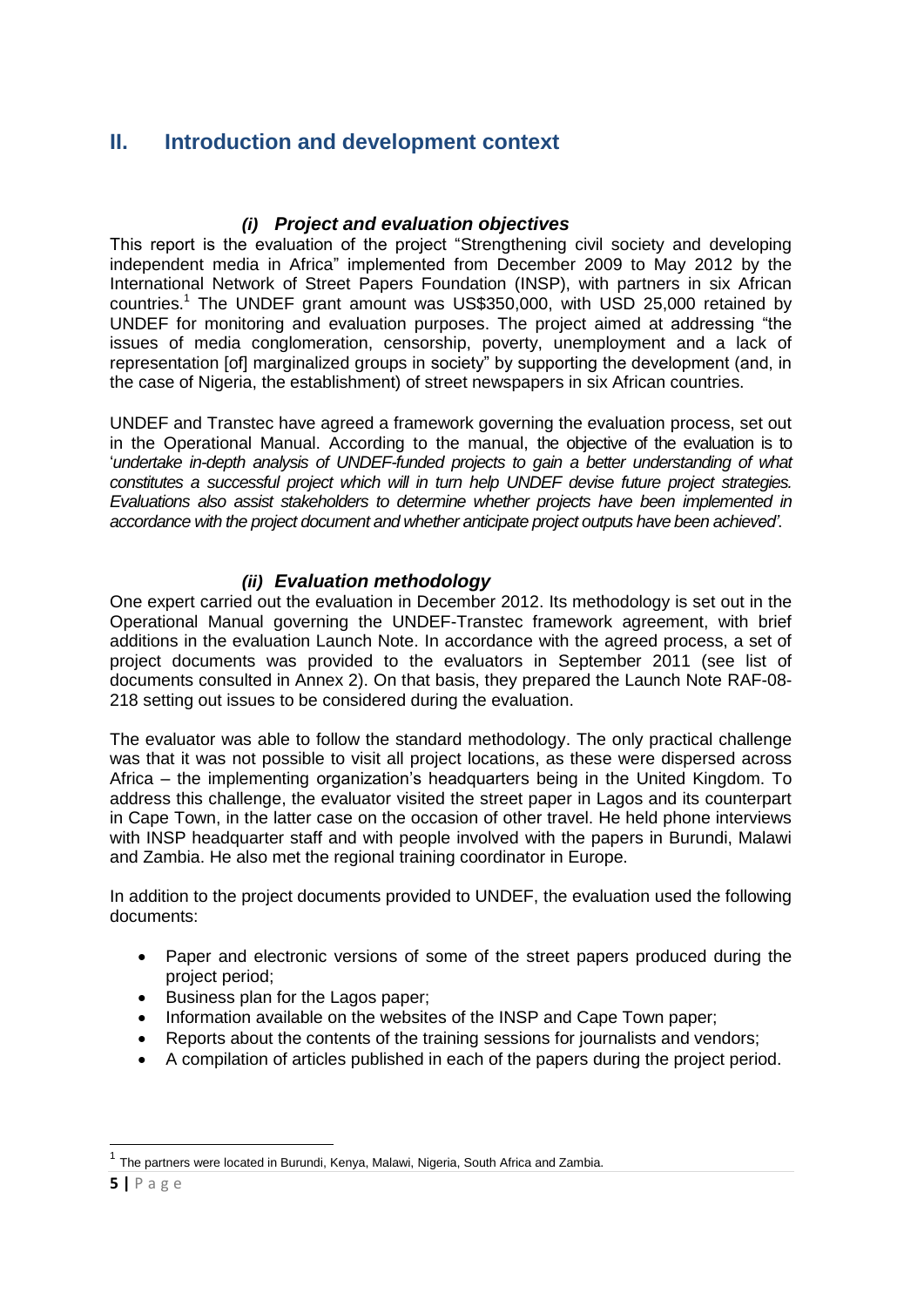## II. Introduction and development context

### *(i) Project and evaluation objectives*

This report is the evaluation of the project "Strengthening civil society and developing independent media in Africa" implemented from December 2009 to May 2012 by the International Network of Street Papers Foundation (INSP), with partners in six African countries.[1] The UNDEF grant amount was US$350,000, with USD 25,000 retained by UNDEF for monitoring and evaluation purposes. The project aimed at addressing "the issues of media conglomeration, censorship, poverty, unemployment and a lack of representation [of] marginalized groups in society" by supporting the development (and, in the case of Nigeria, the establishment) of street newspapers in six African countries.

UNDEF and Transtec have agreed a framework governing the evaluation process, set out in the Operational Manual. According to the manual, the objective of the evaluation is to '*undertake in-depth analysis of UNDEF-funded projects to gain a better understanding of what constitutes a successful project which will in turn help UNDEF devise future project strategies. Evaluations also assist stakeholders to determine whether projects have been implemented in accordance with the project document and whether anticipate project outputs have been achieved'.*

### *(ii) Evaluation methodology*

One expert carried out the evaluation in December 2012. Its methodology is set out in the Operational Manual governing the UNDEF-Transtec framework agreement, with brief additions in the evaluation Launch Note. In accordance with the agreed process, a set of project documents was provided to the evaluators in September 2011 (see list of documents consulted in Annex 2). On that basis, they prepared the Launch Note RAF-08-218 setting out issues to be considered during the evaluation.

The evaluator was able to follow the standard methodology. The only practical challenge was that it was not possible to visit all project locations, as these were dispersed across Africa – the implementing organization's headquarters being in the United Kingdom. To address this challenge, the evaluator visited the street paper in Lagos and its counterpart in Cape Town, in the latter case on the occasion of other travel. He held phone interviews with INSP headquarter staff and with people involved with the papers in Burundi, Malawi and Zambia. He also met the regional training coordinator in Europe.

In addition to the project documents provided to UNDEF, the evaluation used the following documents:

- Paper and electronic versions of some of the street papers produced during the project period;
- Business plan for the Lagos paper;
- Information available on the websites of the INSP and Cape Town paper;
- Reports about the contents of the training sessions for journalists and vendors;
- A compilation of articles published in each of the papers during the project period.

---

[1] The partners were located in Burundi, Kenya, Malawi, Nigeria, South Africa and Zambia.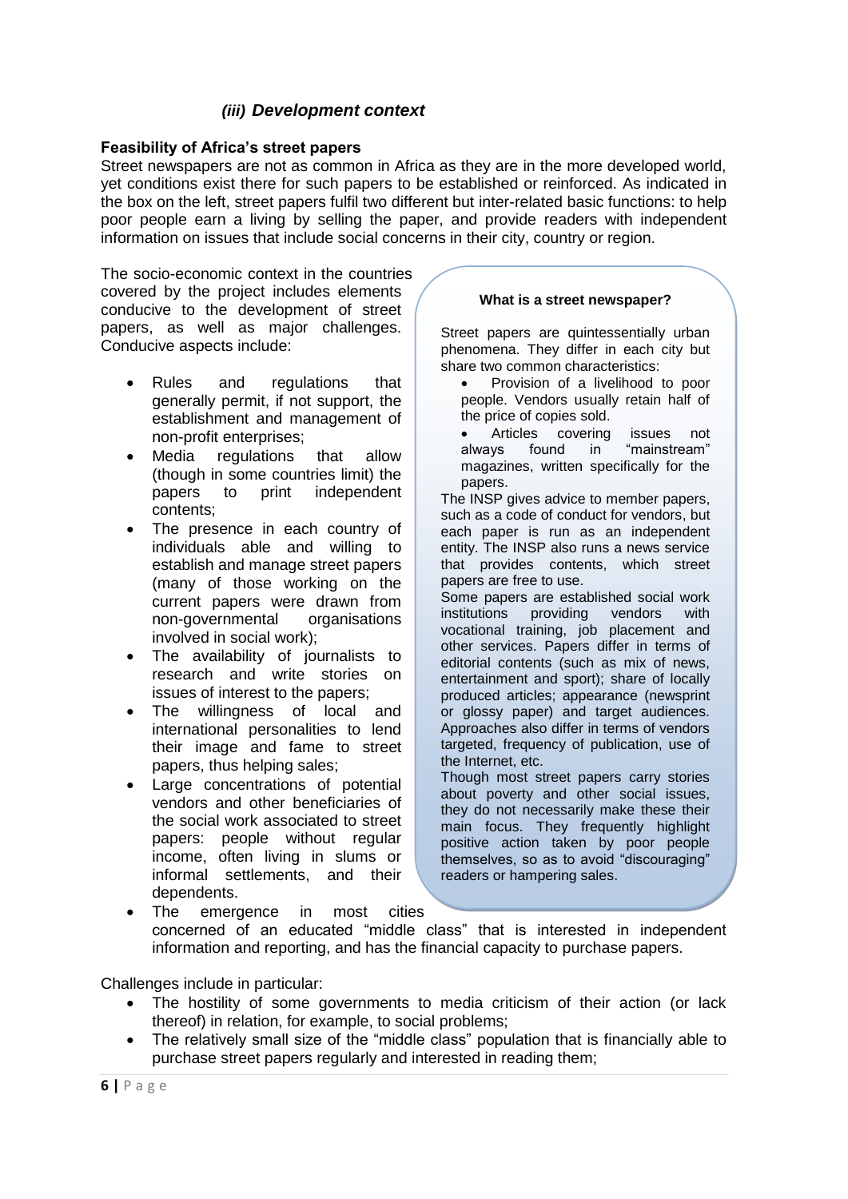### *(iii) Development context*

**Feasibility of Africa's street papers**

Street newspapers are not as common in Africa as they are in the more developed world, yet conditions exist there for such papers to be established or reinforced. As indicated in the box on the left, street papers fulfil two different but inter-related basic functions: to help poor people earn a living by selling the paper, and provide readers with independent information on issues that include social concerns in their city, country or region.

The socio-economic context in the countries covered by the project includes elements conducive to the development of street papers, as well as major challenges. Conducive aspects include:

- Rules and regulations that generally permit, if not support, the establishment and management of non-profit enterprises;
- Media regulations that allow (though in some countries limit) the papers to print independent contents;
- The presence in each country of individuals able and willing to establish and manage street papers (many of those working on the current papers were drawn from non-governmental organisations involved in social work);
- The availability of journalists to research and write stories on issues of interest to the papers;
- The willingness of local and international personalities to lend their image and fame to street papers, thus helping sales;
- Large concentrations of potential vendors and other beneficiaries of the social work associated to street papers: people without regular income, often living in slums or informal settlements, and their dependents.
- The emergence in most cities concerned of an educated "middle class" that is interested in independent information and reporting, and has the financial capacity to purchase papers.

Challenges include in particular:

- The hostility of some governments to media criticism of their action (or lack thereof) in relation, for example, to social problems;
- The relatively small size of the "middle class" population that is financially able to purchase street papers regularly and interested in reading them;

**What is a street newspaper?**

Street papers are quintessentially urban phenomena. They differ in each city but share two common characteristics:

- Provision of a livelihood to poor people. Vendors usually retain half of the price of copies sold.
- Articles covering issues not always found in "mainstream" magazines, written specifically for the papers.

The INSP gives advice to member papers, such as a code of conduct for vendors, but each paper is run as an independent entity. The INSP also runs a news service that provides contents, which street papers are free to use.

Some papers are established social work institutions providing vendors with vocational training, job placement and other services. Papers differ in terms of editorial contents (such as mix of news, entertainment and sport); share of locally produced articles; appearance (newsprint or glossy paper) and target audiences. Approaches also differ in terms of vendors targeted, frequency of publication, use of the Internet, etc.

Though most street papers carry stories about poverty and other social issues, they do not necessarily make these their main focus. They frequently highlight positive action taken by poor people themselves, so as to avoid "discouraging" readers or hampering sales.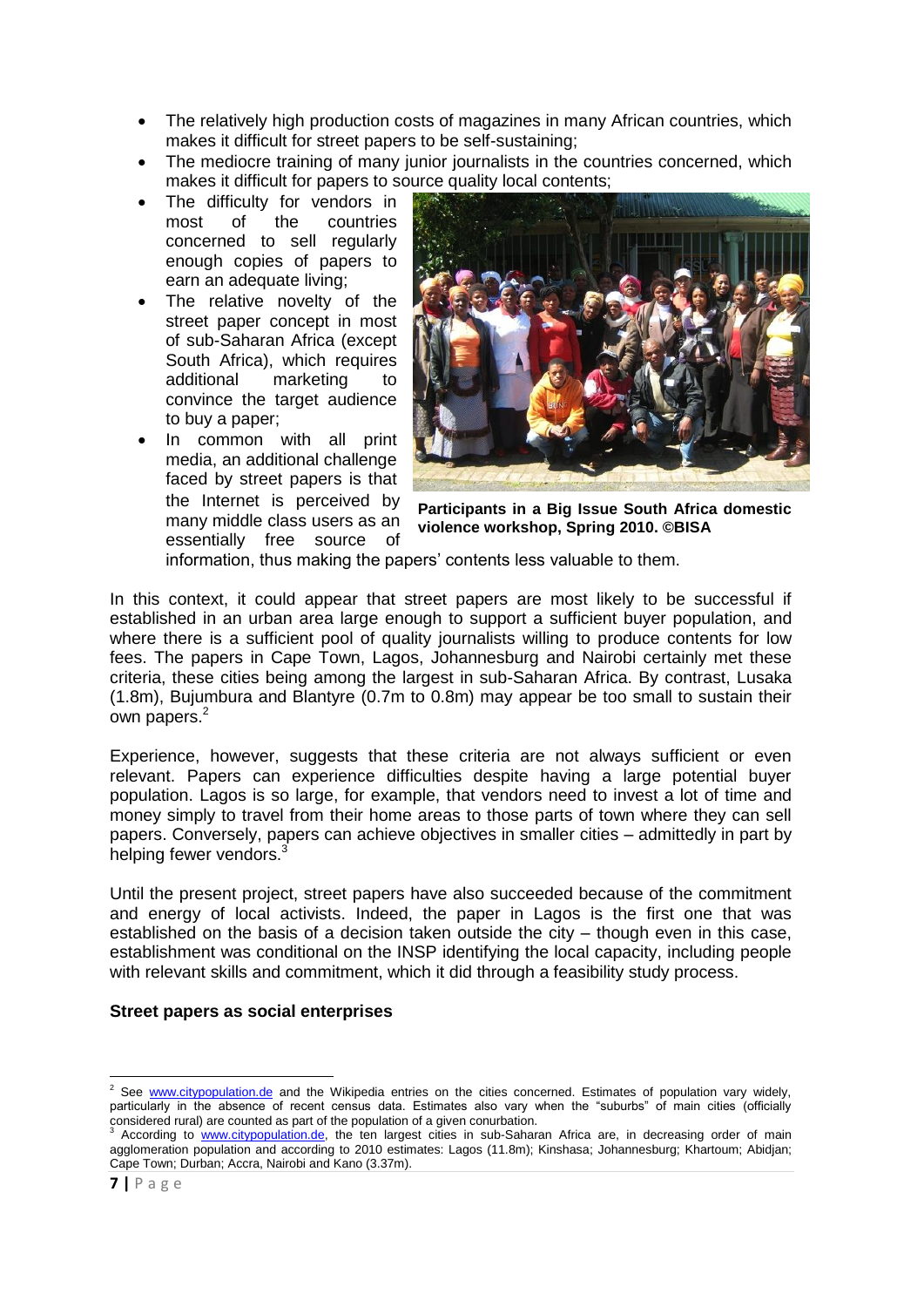- The relatively high production costs of magazines in many African countries, which makes it difficult for street papers to be self-sustaining;
- The mediocre training of many junior journalists in the countries concerned, which makes it difficult for papers to source quality local contents;
- The difficulty for vendors in most of the countries concerned to sell regularly enough copies of papers to earn an adequate living;
- The relative novelty of the street paper concept in most of sub-Saharan Africa (except South Africa), which requires additional marketing to convince the target audience to buy a paper;
- In common with all print media, an additional challenge faced by street papers is that the Internet is perceived by many middle class users as an essentially free source of information, thus making the papers' contents less valuable to them.

**Participants in a Big Issue South Africa domestic violence workshop, Spring 2010. ©BISA**

In this context, it could appear that street papers are most likely to be successful if established in an urban area large enough to support a sufficient buyer population, and where there is a sufficient pool of quality journalists willing to produce contents for low fees. The papers in Cape Town, Lagos, Johannesburg and Nairobi certainly met these criteria, these cities being among the largest in sub-Saharan Africa. By contrast, Lusaka (1.8m), Bujumbura and Blantyre (0.7m to 0.8m) may appear be too small to sustain their own papers.[2]

Experience, however, suggests that these criteria are not always sufficient or even relevant. Papers can experience difficulties despite having a large potential buyer population. Lagos is so large, for example, that vendors need to invest a lot of time and money simply to travel from their home areas to those parts of town where they can sell papers. Conversely, papers can achieve objectives in smaller cities – admittedly in part by helping fewer vendors.[3]

Until the present project, street papers have also succeeded because of the commitment and energy of local activists. Indeed, the paper in Lagos is the first one that was established on the basis of a decision taken outside the city – though even in this case, establishment was conditional on the INSP identifying the local capacity, including people with relevant skills and commitment, which it did through a feasibility study process.

**Street papers as social enterprises**

[2] See www.citypopulation.de and the Wikipedia entries on the cities concerned. Estimates of population vary widely, particularly in the absence of recent census data. Estimates also vary when the "suburbs" of main cities (officially considered rural) are counted as part of the population of a given conurbation.

[3] According to www.citypopulation.de, the ten largest cities in sub-Saharan Africa are, in decreasing order of main agglomeration population and according to 2010 estimates: Lagos (11.8m); Kinshasa; Johannesburg; Khartoum; Abidjan; Cape Town; Durban; Accra, Nairobi and Kano (3.37m).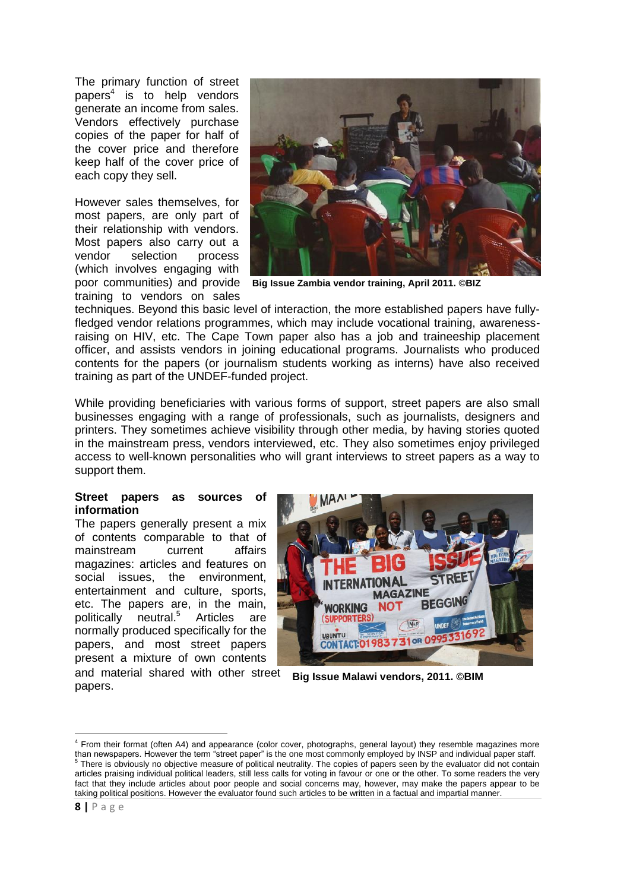The primary function of street papers[4] is to help vendors generate an income from sales. Vendors effectively purchase copies of the paper for half of the cover price and therefore keep half of the cover price of each copy they sell.

However sales themselves, for most papers, are only part of their relationship with vendors. Most papers also carry out a vendor selection process (which involves engaging with poor communities) and provide training to vendors on sales techniques. Beyond this basic level of interaction, the more established papers have fully-fledged vendor relations programmes, which may include vocational training, awareness-raising on HIV, etc. The Cape Town paper also has a job and traineeship placement officer, and assists vendors in joining educational programs. Journalists who produced contents for the papers (or journalism students working as interns) have also received training as part of the UNDEF-funded project.

**Big Issue Zambia vendor training, April 2011. ©BIZ**

While providing beneficiaries with various forms of support, street papers are also small businesses engaging with a range of professionals, such as journalists, designers and printers. They sometimes achieve visibility through other media, by having stories quoted in the mainstream press, vendors interviewed, etc. They also sometimes enjoy privileged access to well-known personalities who will grant interviews to street papers as a way to support them.

**Street papers as sources of information**

The papers generally present a mix of contents comparable to that of mainstream current affairs magazines: articles and features on social issues, the environment, entertainment and culture, sports, etc. The papers are, in the main, politically neutral.[5] Articles are normally produced specifically for the papers, and most street papers present a mixture of own contents and material shared with other street papers.

**Big Issue Malawi vendors, 2011. ©BIM**

[4] From their format (often A4) and appearance (color cover, photographs, general layout) they resemble magazines more than newspapers. However the term "street paper" is the one most commonly employed by INSP and individual paper staff.

[5] There is obviously no objective measure of political neutrality. The copies of papers seen by the evaluator did not contain articles praising individual political leaders, still less calls for voting in favour or one or the other. To some readers the very fact that they include articles about poor people and social concerns may, however, may make the papers appear to be taking political positions. However the evaluator found such articles to be written in a factual and impartial manner.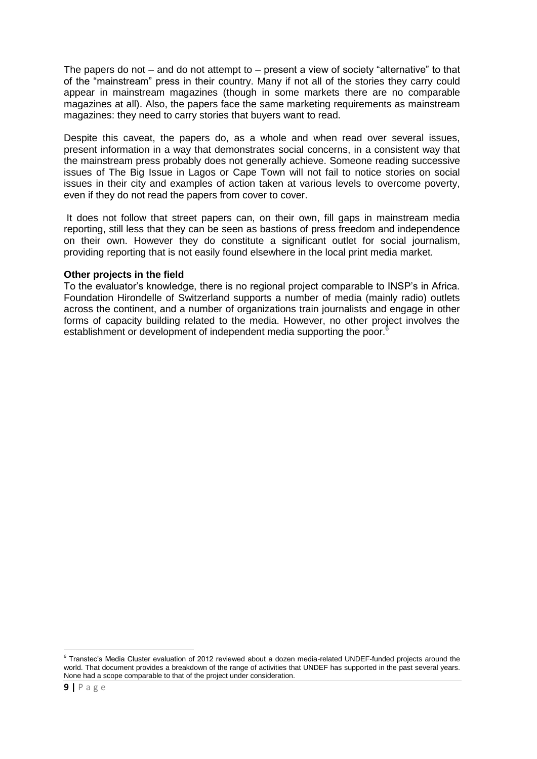The papers do not – and do not attempt to – present a view of society "alternative" to that of the "mainstream" press in their country. Many if not all of the stories they carry could appear in mainstream magazines (though in some markets there are no comparable magazines at all). Also, the papers face the same marketing requirements as mainstream magazines: they need to carry stories that buyers want to read.

Despite this caveat, the papers do, as a whole and when read over several issues, present information in a way that demonstrates social concerns, in a consistent way that the mainstream press probably does not generally achieve. Someone reading successive issues of The Big Issue in Lagos or Cape Town will not fail to notice stories on social issues in their city and examples of action taken at various levels to overcome poverty, even if they do not read the papers from cover to cover.

It does not follow that street papers can, on their own, fill gaps in mainstream media reporting, still less that they can be seen as bastions of press freedom and independence on their own. However they do constitute a significant outlet for social journalism, providing reporting that is not easily found elsewhere in the local print media market.

**Other projects in the field**

To the evaluator's knowledge, there is no regional project comparable to INSP's in Africa. Foundation Hirondelle of Switzerland supports a number of media (mainly radio) outlets across the continent, and a number of organizations train journalists and engage in other forms of capacity building related to the media. However, no other project involves the establishment or development of independent media supporting the poor.[6]

[6] Transtec's Media Cluster evaluation of 2012 reviewed about a dozen media-related UNDEF-funded projects around the world. That document provides a breakdown of the range of activities that UNDEF has supported in the past several years. None had a scope comparable to that of the project under consideration.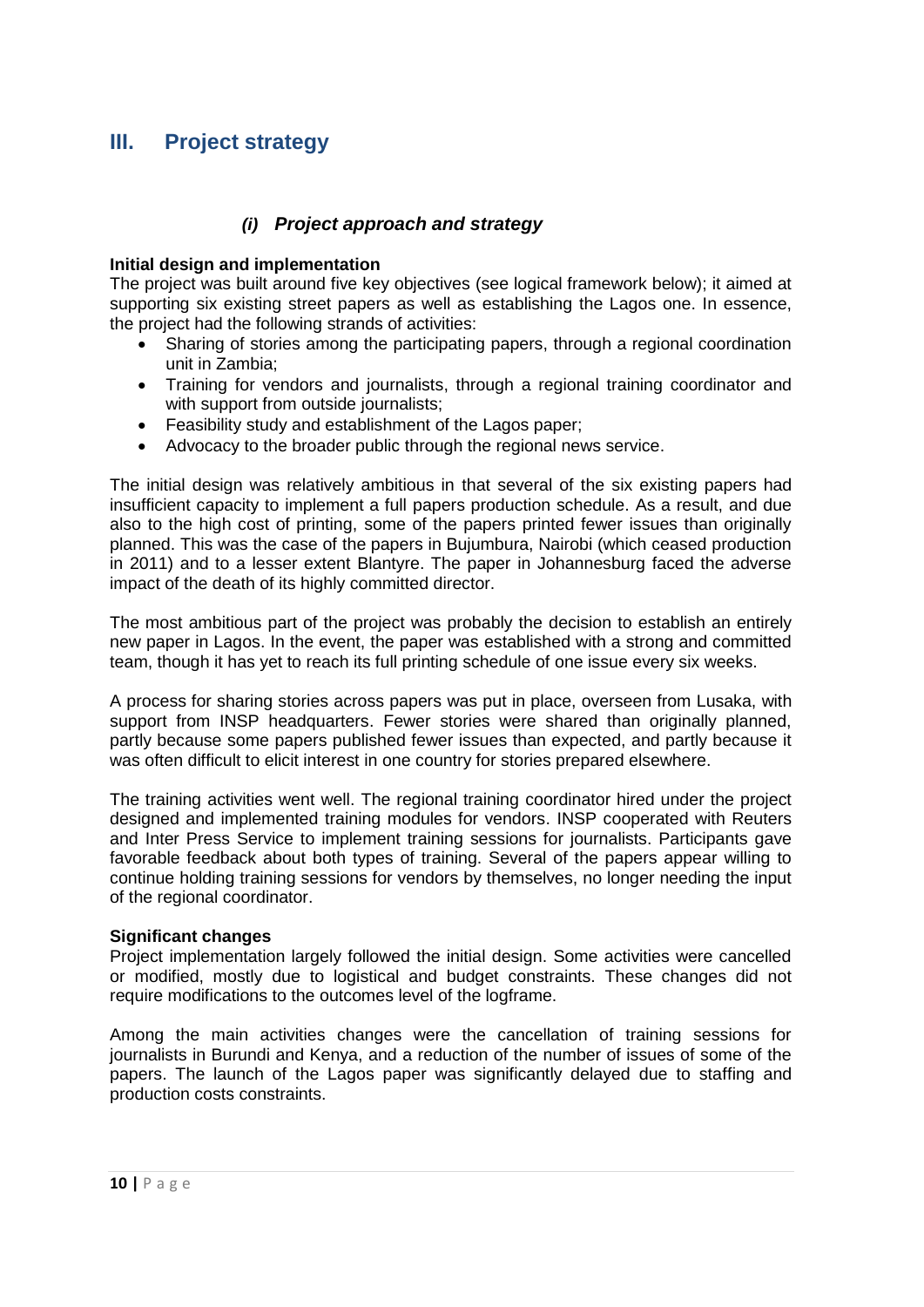# III. Project strategy

## *(i) Project approach and strategy*

**Initial design and implementation**

The project was built around five key objectives (see logical framework below); it aimed at supporting six existing street papers as well as establishing the Lagos one. In essence, the project had the following strands of activities:

- Sharing of stories among the participating papers, through a regional coordination unit in Zambia;
- Training for vendors and journalists, through a regional training coordinator and with support from outside journalists;
- Feasibility study and establishment of the Lagos paper;
- Advocacy to the broader public through the regional news service.

The initial design was relatively ambitious in that several of the six existing papers had insufficient capacity to implement a full papers production schedule. As a result, and due also to the high cost of printing, some of the papers printed fewer issues than originally planned. This was the case of the papers in Bujumbura, Nairobi (which ceased production in 2011) and to a lesser extent Blantyre. The paper in Johannesburg faced the adverse impact of the death of its highly committed director.

The most ambitious part of the project was probably the decision to establish an entirely new paper in Lagos. In the event, the paper was established with a strong and committed team, though it has yet to reach its full printing schedule of one issue every six weeks.

A process for sharing stories across papers was put in place, overseen from Lusaka, with support from INSP headquarters. Fewer stories were shared than originally planned, partly because some papers published fewer issues than expected, and partly because it was often difficult to elicit interest in one country for stories prepared elsewhere.

The training activities went well. The regional training coordinator hired under the project designed and implemented training modules for vendors. INSP cooperated with Reuters and Inter Press Service to implement training sessions for journalists. Participants gave favorable feedback about both types of training. Several of the papers appear willing to continue holding training sessions for vendors by themselves, no longer needing the input of the regional coordinator.

**Significant changes**

Project implementation largely followed the initial design. Some activities were cancelled or modified, mostly due to logistical and budget constraints. These changes did not require modifications to the outcomes level of the logframe.

Among the main activities changes were the cancellation of training sessions for journalists in Burundi and Kenya, and a reduction of the number of issues of some of the papers. The launch of the Lagos paper was significantly delayed due to staffing and production costs constraints.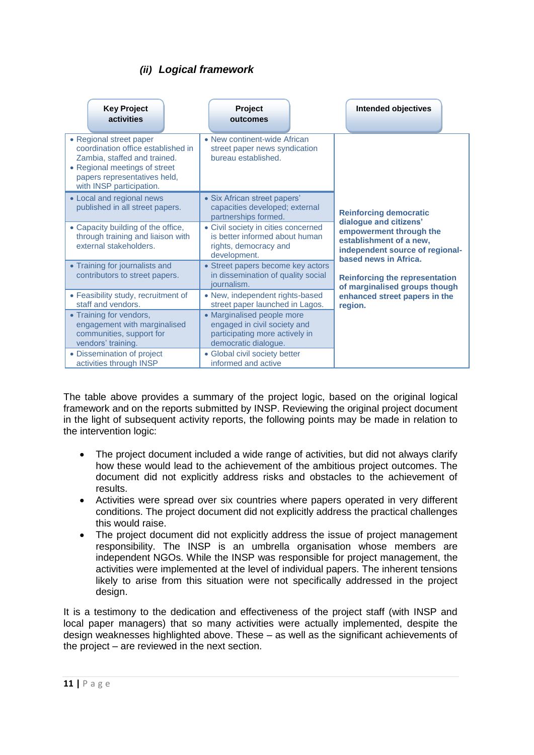### *(ii) Logical framework*

| Key Project activities | Project outcomes | Intended objectives |
|---|---|---|
| • Regional street paper coordination office established in Zambia, staffed and trained.<br>• Regional meetings of street papers representatives held, with INSP participation. | • New continent-wide African street paper news syndication bureau established. | **Reinforcing democratic dialogue and citizens' empowerment through the establishment of a new, independent source of regional-based news in Africa.**<br><br>**Reinforcing the representation of marginalised groups though enhanced street papers in the region.** |
| • Local and regional news published in all street papers. | • Six African street papers' capacities developed; external partnerships formed. | |
| • Capacity building of the office, through training and liaison with external stakeholders. | • Civil society in cities concerned is better informed about human rights, democracy and development. | |
| • Training for journalists and contributors to street papers. | • Street papers become key actors in dissemination of quality social journalism. | |
| • Feasibility study, recruitment of staff and vendors. | • New, independent rights-based street paper launched in Lagos. | |
| • Training for vendors, engagement with marginalised communities, support for vendors' training. | • Marginalised people more engaged in civil society and participating more actively in democratic dialogue. | |
| • Dissemination of project activities through INSP | • Global civil society better informed and active | |

The table above provides a summary of the project logic, based on the original logical framework and on the reports submitted by INSP. Reviewing the original project document in the light of subsequent activity reports, the following points may be made in relation to the intervention logic:

- The project document included a wide range of activities, but did not always clarify how these would lead to the achievement of the ambitious project outcomes. The document did not explicitly address risks and obstacles to the achievement of results.
- Activities were spread over six countries where papers operated in very different conditions. The project document did not explicitly address the practical challenges this would raise.
- The project document did not explicitly address the issue of project management responsibility. The INSP is an umbrella organisation whose members are independent NGOs. While the INSP was responsible for project management, the activities were implemented at the level of individual papers. The inherent tensions likely to arise from this situation were not specifically addressed in the project design.

It is a testimony to the dedication and effectiveness of the project staff (with INSP and local paper managers) that so many activities were actually implemented, despite the design weaknesses highlighted above. These – as well as the significant achievements of the project – are reviewed in the next section.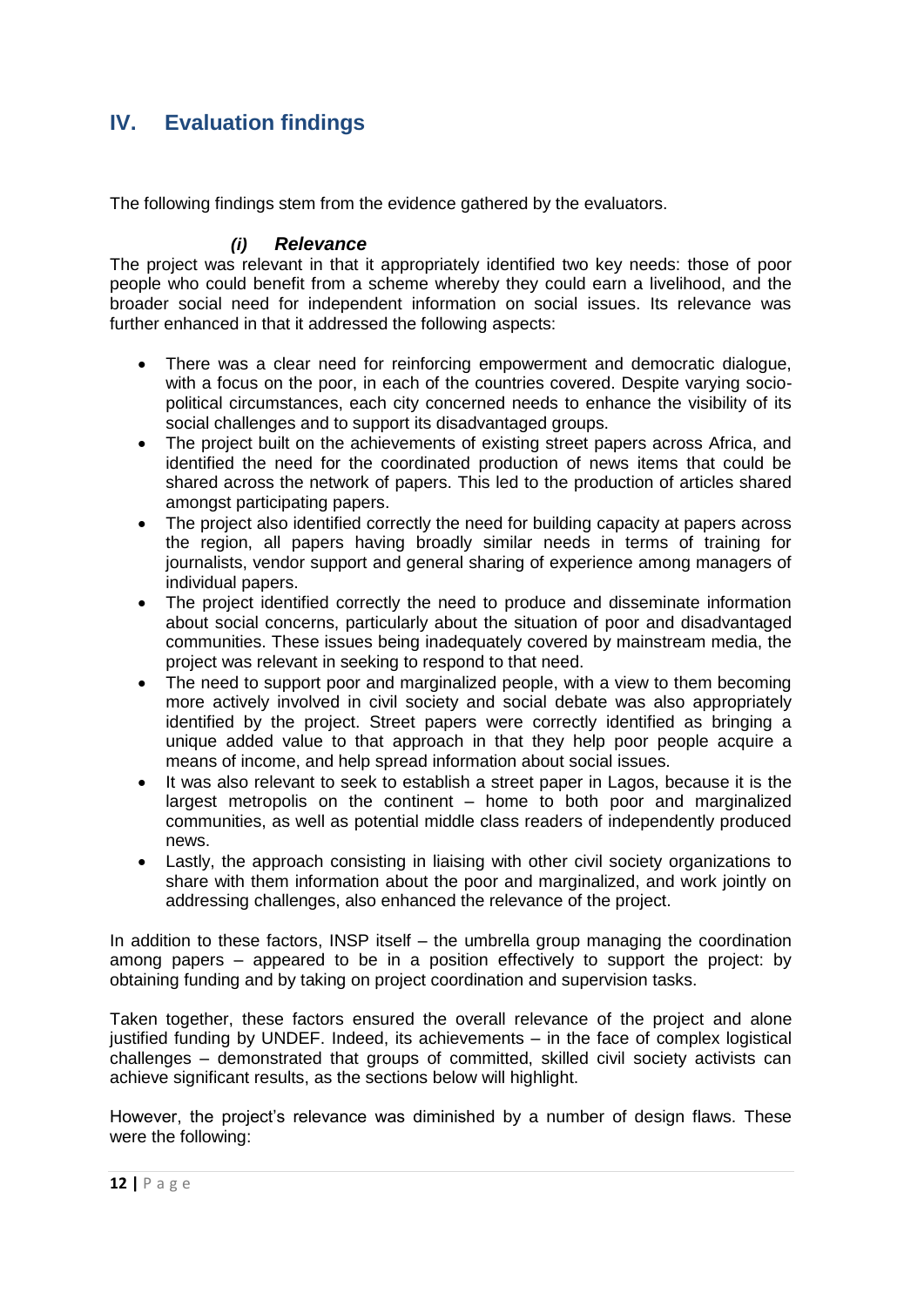## IV. Evaluation findings

The following findings stem from the evidence gathered by the evaluators.

### *(i) Relevance*

The project was relevant in that it appropriately identified two key needs: those of poor people who could benefit from a scheme whereby they could earn a livelihood, and the broader social need for independent information on social issues. Its relevance was further enhanced in that it addressed the following aspects:

- There was a clear need for reinforcing empowerment and democratic dialogue, with a focus on the poor, in each of the countries covered. Despite varying socio-political circumstances, each city concerned needs to enhance the visibility of its social challenges and to support its disadvantaged groups.
- The project built on the achievements of existing street papers across Africa, and identified the need for the coordinated production of news items that could be shared across the network of papers. This led to the production of articles shared amongst participating papers.
- The project also identified correctly the need for building capacity at papers across the region, all papers having broadly similar needs in terms of training for journalists, vendor support and general sharing of experience among managers of individual papers.
- The project identified correctly the need to produce and disseminate information about social concerns, particularly about the situation of poor and disadvantaged communities. These issues being inadequately covered by mainstream media, the project was relevant in seeking to respond to that need.
- The need to support poor and marginalized people, with a view to them becoming more actively involved in civil society and social debate was also appropriately identified by the project. Street papers were correctly identified as bringing a unique added value to that approach in that they help poor people acquire a means of income, and help spread information about social issues.
- It was also relevant to seek to establish a street paper in Lagos, because it is the largest metropolis on the continent – home to both poor and marginalized communities, as well as potential middle class readers of independently produced news.
- Lastly, the approach consisting in liaising with other civil society organizations to share with them information about the poor and marginalized, and work jointly on addressing challenges, also enhanced the relevance of the project.

In addition to these factors, INSP itself – the umbrella group managing the coordination among papers – appeared to be in a position effectively to support the project: by obtaining funding and by taking on project coordination and supervision tasks.

Taken together, these factors ensured the overall relevance of the project and alone justified funding by UNDEF. Indeed, its achievements – in the face of complex logistical challenges – demonstrated that groups of committed, skilled civil society activists can achieve significant results, as the sections below will highlight.

However, the project's relevance was diminished by a number of design flaws. These were the following: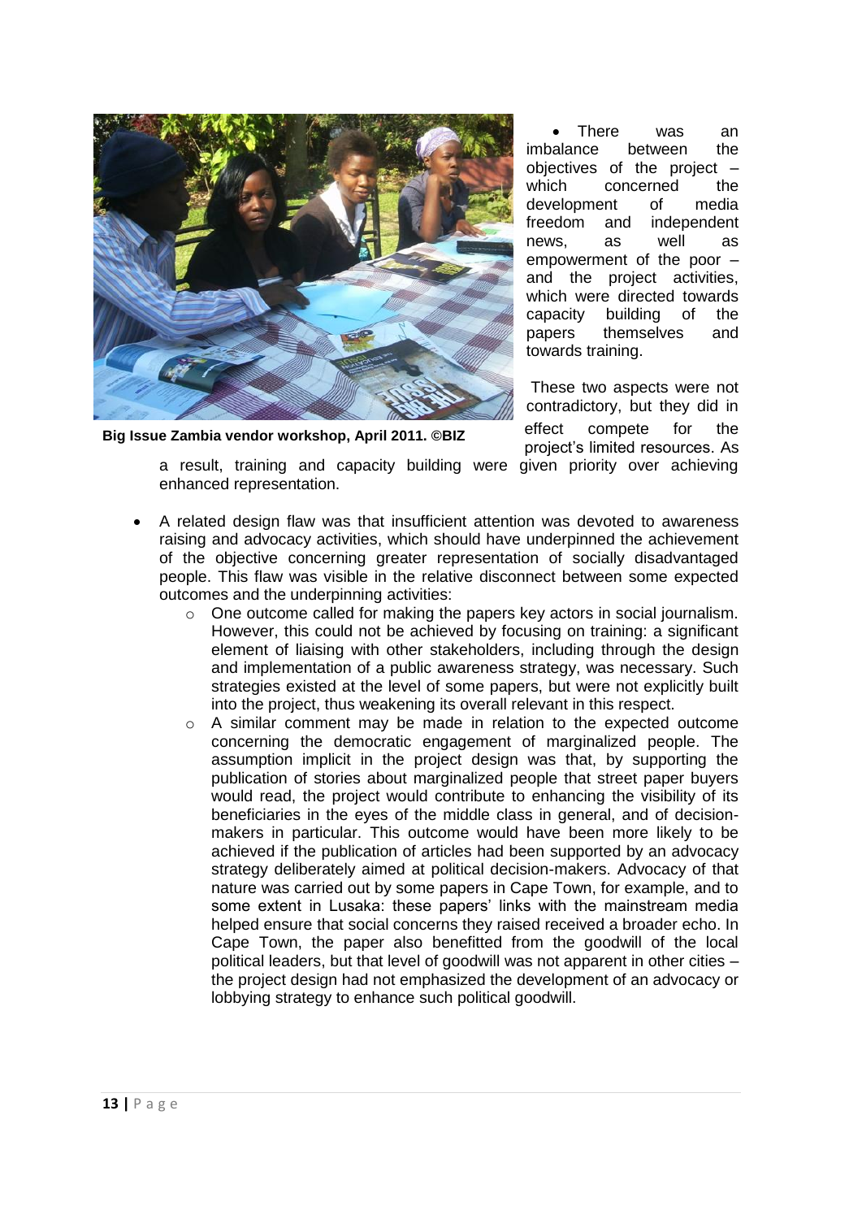Big Issue Zambia vendor workshop, April 2011. ©BIZ

- There was an imbalance between the objectives of the project – which concerned the development of media freedom and independent news, as well as empowerment of the poor – and the project activities, which were directed towards capacity building of the papers themselves and towards training.

  These two aspects were not contradictory, but they did in effect compete for the project's limited resources. As a result, training and capacity building were given priority over achieving enhanced representation.

- A related design flaw was that insufficient attention was devoted to awareness raising and advocacy activities, which should have underpinned the achievement of the objective concerning greater representation of socially disadvantaged people. This flaw was visible in the relative disconnect between some expected outcomes and the underpinning activities:
  - One outcome called for making the papers key actors in social journalism. However, this could not be achieved by focusing on training: a significant element of liaising with other stakeholders, including through the design and implementation of a public awareness strategy, was necessary. Such strategies existed at the level of some papers, but were not explicitly built into the project, thus weakening its overall relevant in this respect.
  - A similar comment may be made in relation to the expected outcome concerning the democratic engagement of marginalized people. The assumption implicit in the project design was that, by supporting the publication of stories about marginalized people that street paper buyers would read, the project would contribute to enhancing the visibility of its beneficiaries in the eyes of the middle class in general, and of decision-makers in particular. This outcome would have been more likely to be achieved if the publication of articles had been supported by an advocacy strategy deliberately aimed at political decision-makers. Advocacy of that nature was carried out by some papers in Cape Town, for example, and to some extent in Lusaka: these papers' links with the mainstream media helped ensure that social concerns they raised received a broader echo. In Cape Town, the paper also benefitted from the goodwill of the local political leaders, but that level of goodwill was not apparent in other cities – the project design had not emphasized the development of an advocacy or lobbying strategy to enhance such political goodwill.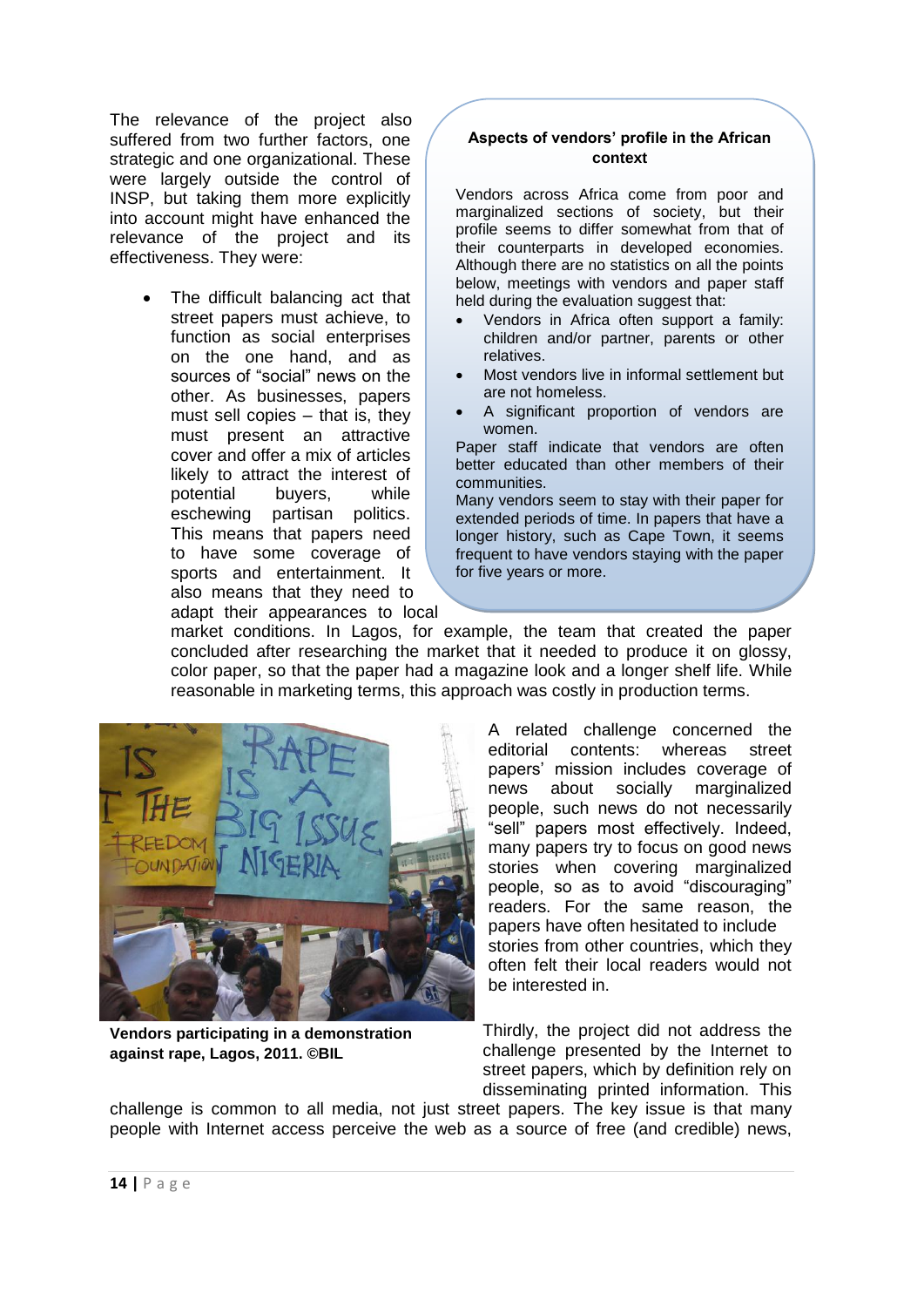The relevance of the project also suffered from two further factors, one strategic and one organizational. These were largely outside the control of INSP, but taking them more explicitly into account might have enhanced the relevance of the project and its effectiveness. They were:

**Aspects of vendors' profile in the African context**

Vendors across Africa come from poor and marginalized sections of society, but their profile seems to differ somewhat from that of their counterparts in developed economies. Although there are no statistics on all the points below, meetings with vendors and paper staff held during the evaluation suggest that:

- Vendors in Africa often support a family: children and/or partner, parents or other relatives.
- Most vendors live in informal settlement but are not homeless.
- A significant proportion of vendors are women.

Paper staff indicate that vendors are often better educated than other members of their communities.

Many vendors seem to stay with their paper for extended periods of time. In papers that have a longer history, such as Cape Town, it seems frequent to have vendors staying with the paper for five years or more.

- The difficult balancing act that street papers must achieve, to function as social enterprises on the one hand, and as sources of "social" news on the other. As businesses, papers must sell copies – that is, they must present an attractive cover and offer a mix of articles likely to attract the interest of potential buyers, while eschewing partisan politics. This means that papers need to have some coverage of sports and entertainment. It also means that they need to adapt their appearances to local market conditions. In Lagos, for example, the team that created the paper concluded after researching the market that it needed to produce it on glossy, color paper, so that the paper had a magazine look and a longer shelf life. While reasonable in marketing terms, this approach was costly in production terms.

  A related challenge concerned the editorial contents: whereas street papers' mission includes coverage of news about socially marginalized people, such news do not necessarily "sell" papers most effectively. Indeed, many papers try to focus on good news stories when covering marginalized people, so as to avoid "discouraging" readers. For the same reason, the papers have often hesitated to include stories from other countries, which they often felt their local readers would not be interested in.

**Vendors participating in a demonstration against rape, Lagos, 2011. ©BIL**

Thirdly, the project did not address the challenge presented by the Internet to street papers, which by definition rely on disseminating printed information. This challenge is common to all media, not just street papers. The key issue is that many people with Internet access perceive the web as a source of free (and credible) news,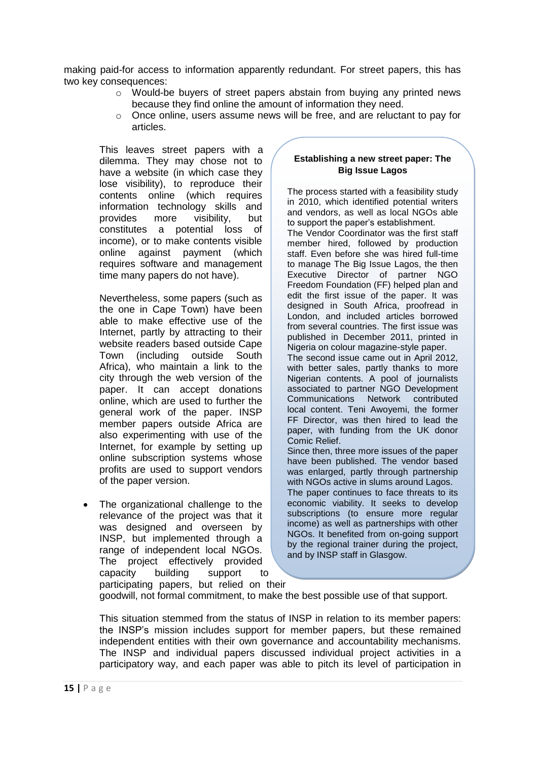making paid-for access to information apparently redundant. For street papers, this has two key consequences:

- Would-be buyers of street papers abstain from buying any printed news because they find online the amount of information they need.
- Once online, users assume news will be free, and are reluctant to pay for articles.

This leaves street papers with a dilemma. They may chose not to have a website (in which case they lose visibility), to reproduce their contents online (which requires information technology skills and provides more visibility, but constitutes a potential loss of income), or to make contents visible online against payment (which requires software and management time many papers do not have).

Nevertheless, some papers (such as the one in Cape Town) have been able to make effective use of the Internet, partly by attracting to their website readers based outside Cape Town (including outside South Africa), who maintain a link to the city through the web version of the paper. It can accept donations online, which are used to further the general work of the paper. INSP member papers outside Africa are also experimenting with use of the Internet, for example by setting up online subscription systems whose profits are used to support vendors of the paper version.

- The organizational challenge to the relevance of the project was that it was designed and overseen by INSP, but implemented through a range of independent local NGOs. The project effectively provided capacity building support to participating papers, but relied on their goodwill, not formal commitment, to make the best possible use of that support.

> **Establishing a new street paper: The Big Issue Lagos**
>
> The process started with a feasibility study in 2010, which identified potential writers and vendors, as well as local NGOs able to support the paper's establishment.
>
> The Vendor Coordinator was the first staff member hired, followed by production staff. Even before she was hired full-time to manage The Big Issue Lagos, the then Executive Director of partner NGO Freedom Foundation (FF) helped plan and edit the first issue of the paper. It was designed in South Africa, proofread in London, and included articles borrowed from several countries. The first issue was published in December 2011, printed in Nigeria on colour magazine-style paper.
>
> The second issue came out in April 2012, with better sales, partly thanks to more Nigerian contents. A pool of journalists associated to partner NGO Development Communications Network contributed local content. Teni Awoyemi, the former FF Director, was then hired to lead the paper, with funding from the UK donor Comic Relief.
>
> Since then, three more issues of the paper have been published. The vendor based was enlarged, partly through partnership with NGOs active in slums around Lagos.
>
> The paper continues to face threats to its economic viability. It seeks to develop subscriptions (to ensure more regular income) as well as partnerships with other NGOs. It benefited from on-going support by the regional trainer during the project, and by INSP staff in Glasgow.

This situation stemmed from the status of INSP in relation to its member papers: the INSP's mission includes support for member papers, but these remained independent entities with their own governance and accountability mechanisms. The INSP and individual papers discussed individual project activities in a participatory way, and each paper was able to pitch its level of participation in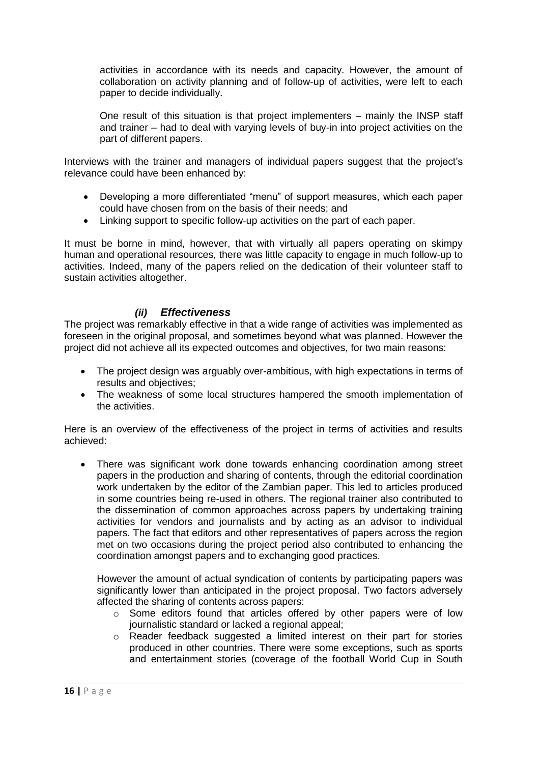activities in accordance with its needs and capacity. However, the amount of collaboration on activity planning and of follow-up of activities, were left to each paper to decide individually.

One result of this situation is that project implementers – mainly the INSP staff and trainer – had to deal with varying levels of buy-in into project activities on the part of different papers.

Interviews with the trainer and managers of individual papers suggest that the project's relevance could have been enhanced by:

- Developing a more differentiated "menu" of support measures, which each paper could have chosen from on the basis of their needs; and
- Linking support to specific follow-up activities on the part of each paper.

It must be borne in mind, however, that with virtually all papers operating on skimpy human and operational resources, there was little capacity to engage in much follow-up to activities. Indeed, many of the papers relied on the dedication of their volunteer staff to sustain activities altogether.

### *(ii) Effectiveness*

The project was remarkably effective in that a wide range of activities was implemented as foreseen in the original proposal, and sometimes beyond what was planned. However the project did not achieve all its expected outcomes and objectives, for two main reasons:

- The project design was arguably over-ambitious, with high expectations in terms of results and objectives;
- The weakness of some local structures hampered the smooth implementation of the activities.

Here is an overview of the effectiveness of the project in terms of activities and results achieved:

- There was significant work done towards enhancing coordination among street papers in the production and sharing of contents, through the editorial coordination work undertaken by the editor of the Zambian paper. This led to articles produced in some countries being re-used in others. The regional trainer also contributed to the dissemination of common approaches across papers by undertaking training activities for vendors and journalists and by acting as an advisor to individual papers. The fact that editors and other representatives of papers across the region met on two occasions during the project period also contributed to enhancing the coordination amongst papers and to exchanging good practices.

  However the amount of actual syndication of contents by participating papers was significantly lower than anticipated in the project proposal. Two factors adversely affected the sharing of contents across papers:

  - Some editors found that articles offered by other papers were of low journalistic standard or lacked a regional appeal;
  - Reader feedback suggested a limited interest on their part for stories produced in other countries. There were some exceptions, such as sports and entertainment stories (coverage of the football World Cup in South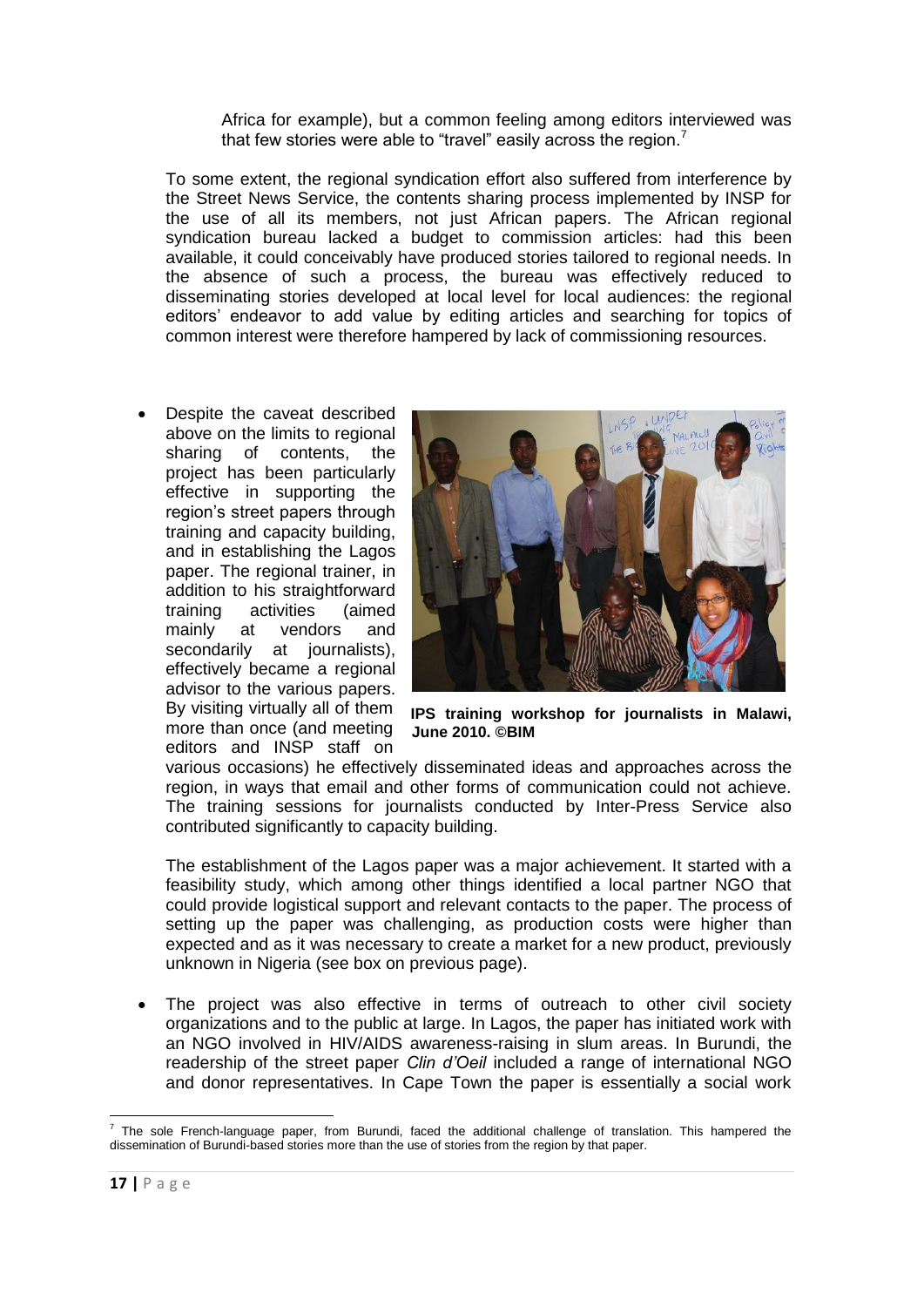Africa for example), but a common feeling among editors interviewed was that few stories were able to "travel" easily across the region.[7]

To some extent, the regional syndication effort also suffered from interference by the Street News Service, the contents sharing process implemented by INSP for the use of all its members, not just African papers. The African regional syndication bureau lacked a budget to commission articles: had this been available, it could conceivably have produced stories tailored to regional needs. In the absence of such a process, the bureau was effectively reduced to disseminating stories developed at local level for local audiences: the regional editors' endeavor to add value by editing articles and searching for topics of common interest were therefore hampered by lack of commissioning resources.

- Despite the caveat described above on the limits to regional sharing of contents, the project has been particularly effective in supporting the region's street papers through training and capacity building, and in establishing the Lagos paper. The regional trainer, in addition to his straightforward training activities (aimed mainly at vendors and secondarily at journalists), effectively became a regional advisor to the various papers. By visiting virtually all of them more than once (and meeting editors and INSP staff on various occasions) he effectively disseminated ideas and approaches across the region, in ways that email and other forms of communication could not achieve. The training sessions for journalists conducted by Inter-Press Service also contributed significantly to capacity building.

**IPS training workshop for journalists in Malawi, June 2010. ©BIM**

  The establishment of the Lagos paper was a major achievement. It started with a feasibility study, which among other things identified a local partner NGO that could provide logistical support and relevant contacts to the paper. The process of setting up the paper was challenging, as production costs were higher than expected and as it was necessary to create a market for a new product, previously unknown in Nigeria (see box on previous page).

- The project was also effective in terms of outreach to other civil society organizations and to the public at large. In Lagos, the paper has initiated work with an NGO involved in HIV/AIDS awareness-raising in slum areas. In Burundi, the readership of the street paper *Clin d'Oeil* included a range of international NGO and donor representatives. In Cape Town the paper is essentially a social work

[7] The sole French-language paper, from Burundi, faced the additional challenge of translation. This hampered the dissemination of Burundi-based stories more than the use of stories from the region by that paper.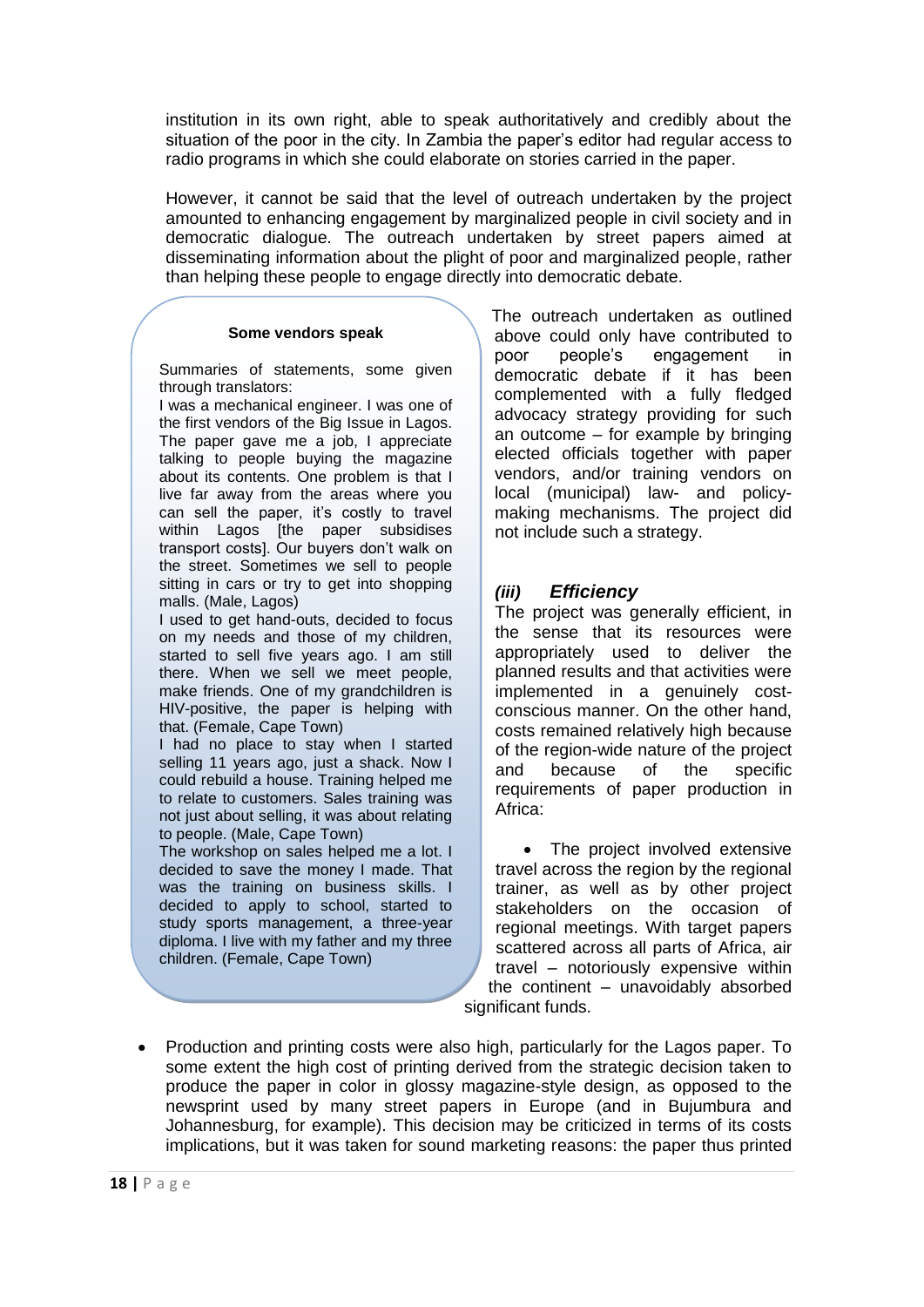institution in its own right, able to speak authoritatively and credibly about the situation of the poor in the city. In Zambia the paper's editor had regular access to radio programs in which she could elaborate on stories carried in the paper.

However, it cannot be said that the level of outreach undertaken by the project amounted to enhancing engagement by marginalized people in civil society and in democratic dialogue. The outreach undertaken by street papers aimed at disseminating information about the plight of poor and marginalized people, rather than helping these people to engage directly into democratic debate.

> **Some vendors speak**
>
> Summaries of statements, some given through translators:
>
> I was a mechanical engineer. I was one of the first vendors of the Big Issue in Lagos. The paper gave me a job, I appreciate talking to people buying the magazine about its contents. One problem is that I live far away from the areas where you can sell the paper, it's costly to travel within Lagos [the paper subsidises transport costs]. Our buyers don't walk on the street. Sometimes we sell to people sitting in cars or try to get into shopping malls. (Male, Lagos)
>
> I used to get hand-outs, decided to focus on my needs and those of my children, started to sell five years ago. I am still there. When we sell we meet people, make friends. One of my grandchildren is HIV-positive, the paper is helping with that. (Female, Cape Town)
>
> I had no place to stay when I started selling 11 years ago, just a shack. Now I could rebuild a house. Training helped me to relate to customers. Sales training was not just about selling, it was about relating to people. (Male, Cape Town)
>
> The workshop on sales helped me a lot. I decided to save the money I made. That was the training on business skills. I decided to apply to school, started to study sports management, a three-year diploma. I live with my father and my three children. (Female, Cape Town)

The outreach undertaken as outlined above could only have contributed to poor people's engagement in democratic debate if it has been complemented with a fully fledged advocacy strategy providing for such an outcome – for example by bringing elected officials together with paper vendors, and/or training vendors on local (municipal) law- and policy-making mechanisms. The project did not include such a strategy.

### *(iii) Efficiency*

The project was generally efficient, in the sense that its resources were appropriately used to deliver the planned results and that activities were implemented in a genuinely cost-conscious manner. On the other hand, costs remained relatively high because of the region-wide nature of the project and because of the specific requirements of paper production in Africa:

- The project involved extensive travel across the region by the regional trainer, as well as by other project stakeholders on the occasion of regional meetings. With target papers scattered across all parts of Africa, air travel – notoriously expensive within the continent – unavoidably absorbed significant funds.
- Production and printing costs were also high, particularly for the Lagos paper. To some extent the high cost of printing derived from the strategic decision taken to produce the paper in color in glossy magazine-style design, as opposed to the newsprint used by many street papers in Europe (and in Bujumbura and Johannesburg, for example). This decision may be criticized in terms of its costs implications, but it was taken for sound marketing reasons: the paper thus printed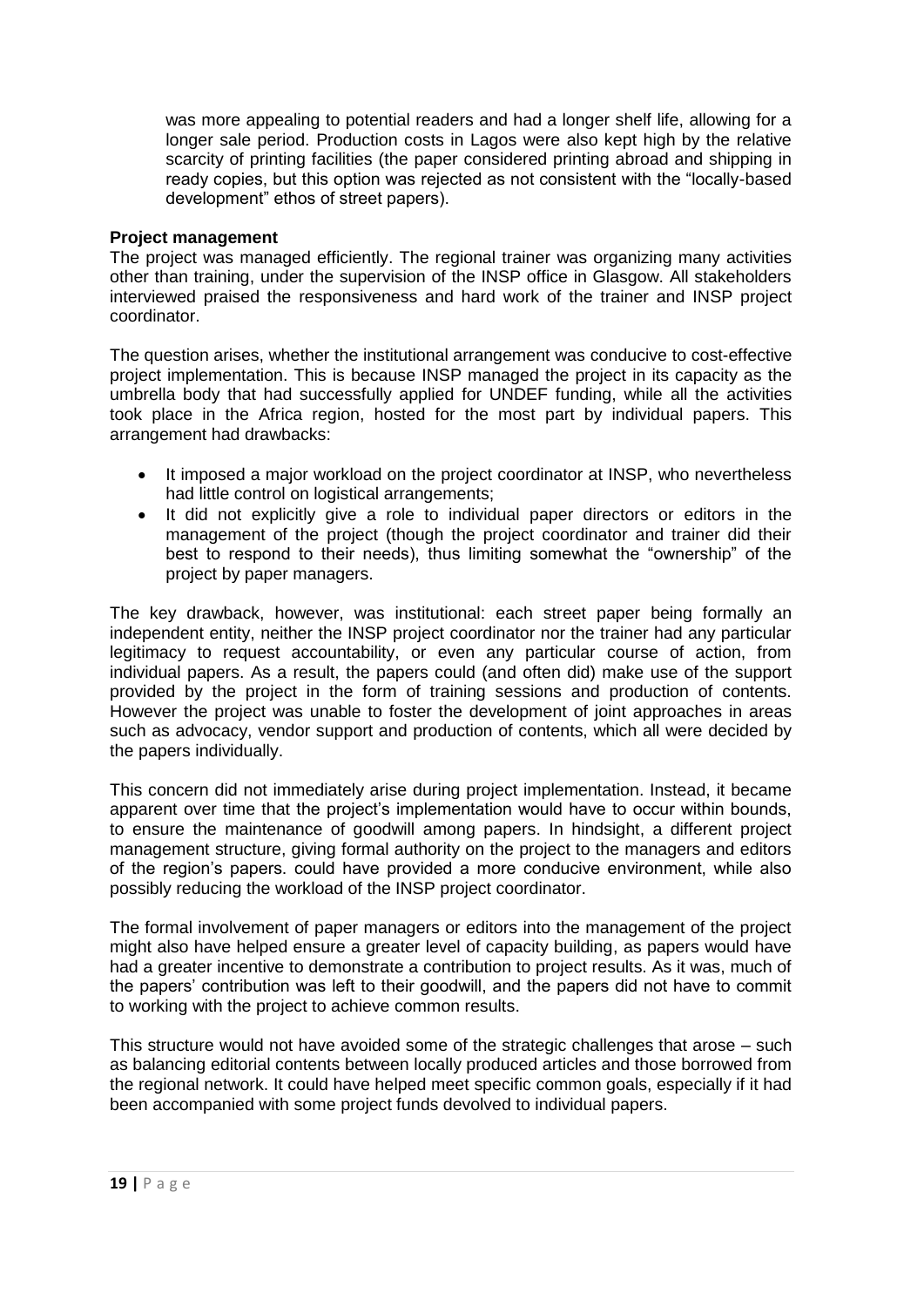was more appealing to potential readers and had a longer shelf life, allowing for a longer sale period. Production costs in Lagos were also kept high by the relative scarcity of printing facilities (the paper considered printing abroad and shipping in ready copies, but this option was rejected as not consistent with the "locally-based development" ethos of street papers).

**Project management**

The project was managed efficiently. The regional trainer was organizing many activities other than training, under the supervision of the INSP office in Glasgow. All stakeholders interviewed praised the responsiveness and hard work of the trainer and INSP project coordinator.

The question arises, whether the institutional arrangement was conducive to cost-effective project implementation. This is because INSP managed the project in its capacity as the umbrella body that had successfully applied for UNDEF funding, while all the activities took place in the Africa region, hosted for the most part by individual papers. This arrangement had drawbacks:

- It imposed a major workload on the project coordinator at INSP, who nevertheless had little control on logistical arrangements;
- It did not explicitly give a role to individual paper directors or editors in the management of the project (though the project coordinator and trainer did their best to respond to their needs), thus limiting somewhat the "ownership" of the project by paper managers.

The key drawback, however, was institutional: each street paper being formally an independent entity, neither the INSP project coordinator nor the trainer had any particular legitimacy to request accountability, or even any particular course of action, from individual papers. As a result, the papers could (and often did) make use of the support provided by the project in the form of training sessions and production of contents. However the project was unable to foster the development of joint approaches in areas such as advocacy, vendor support and production of contents, which all were decided by the papers individually.

This concern did not immediately arise during project implementation. Instead, it became apparent over time that the project's implementation would have to occur within bounds, to ensure the maintenance of goodwill among papers. In hindsight, a different project management structure, giving formal authority on the project to the managers and editors of the region's papers. could have provided a more conducive environment, while also possibly reducing the workload of the INSP project coordinator.

The formal involvement of paper managers or editors into the management of the project might also have helped ensure a greater level of capacity building, as papers would have had a greater incentive to demonstrate a contribution to project results. As it was, much of the papers' contribution was left to their goodwill, and the papers did not have to commit to working with the project to achieve common results.

This structure would not have avoided some of the strategic challenges that arose – such as balancing editorial contents between locally produced articles and those borrowed from the regional network. It could have helped meet specific common goals, especially if it had been accompanied with some project funds devolved to individual papers.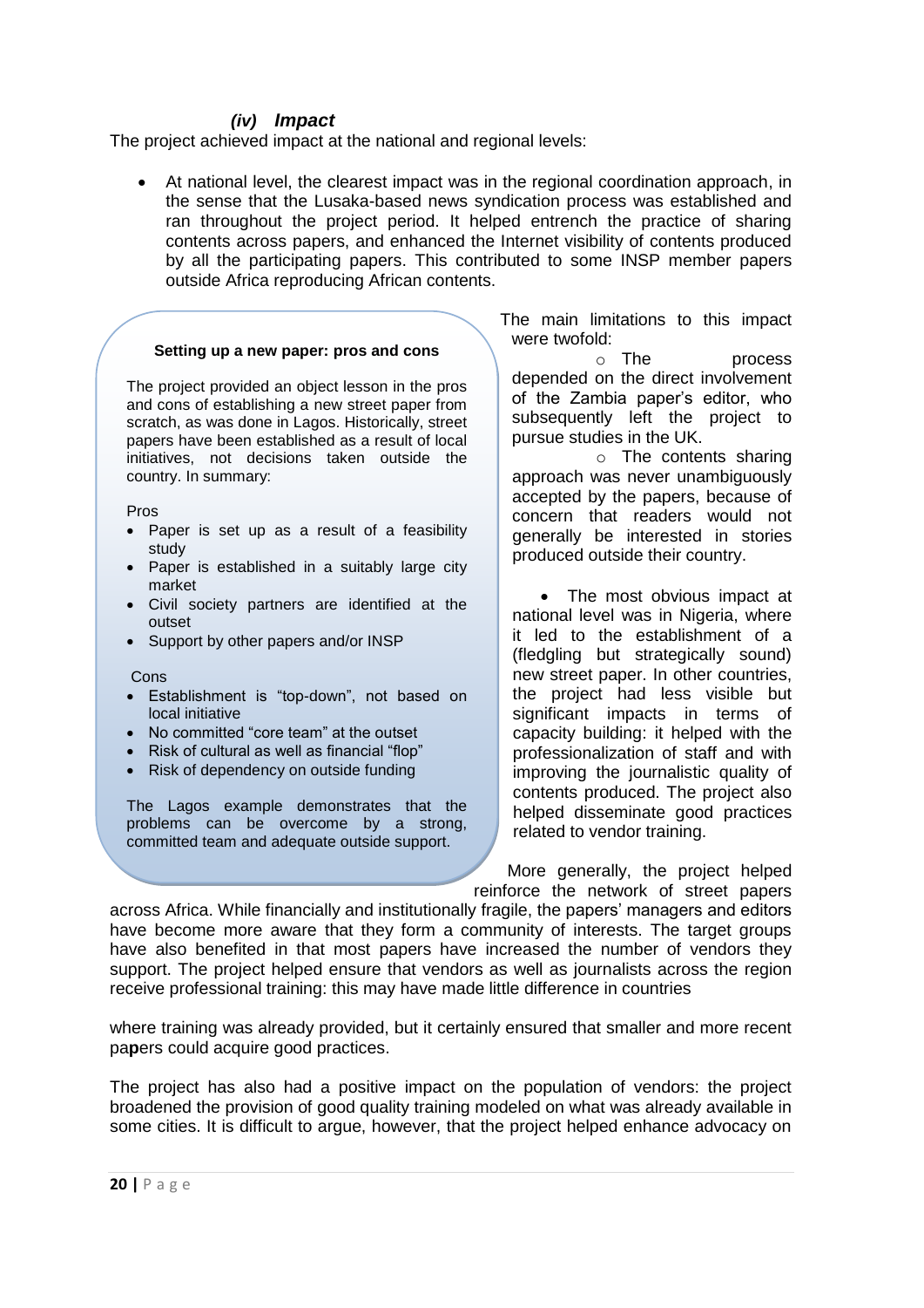### *(iv) Impact*

The project achieved impact at the national and regional levels:

- At national level, the clearest impact was in the regional coordination approach, in the sense that the Lusaka-based news syndication process was established and ran throughout the project period. It helped entrench the practice of sharing contents across papers, and enhanced the Internet visibility of contents produced by all the participating papers. This contributed to some INSP member papers outside Africa reproducing African contents.

The main limitations to this impact were twofold:

- The process depended on the direct involvement of the Zambia paper's editor, who subsequently left the project to pursue studies in the UK.
- The contents sharing approach was never unambiguously accepted by the papers, because of concern that readers would not generally be interested in stories produced outside their country.

- The most obvious impact at national level was in Nigeria, where it led to the establishment of a (fledgling but strategically sound) new street paper. In other countries, the project had less visible but significant impacts in terms of capacity building: it helped with the professionalization of staff and with improving the journalistic quality of contents produced. The project also helped disseminate good practices related to vendor training.

> **Setting up a new paper: pros and cons**
>
> The project provided an object lesson in the pros and cons of establishing a new street paper from scratch, as was done in Lagos. Historically, street papers have been established as a result of local initiatives, not decisions taken outside the country. In summary:
>
> Pros
> - Paper is set up as a result of a feasibility study
> - Paper is established in a suitably large city market
> - Civil society partners are identified at the outset
> - Support by other papers and/or INSP
>
> Cons
> - Establishment is "top-down", not based on local initiative
> - No committed "core team" at the outset
> - Risk of cultural as well as financial "flop"
> - Risk of dependency on outside funding
>
> The Lagos example demonstrates that the problems can be overcome by a strong, committed team and adequate outside support.

More generally, the project helped reinforce the network of street papers across Africa. While financially and institutionally fragile, the papers' managers and editors have become more aware that they form a community of interests. The target groups have also benefited in that most papers have increased the number of vendors they support. The project helped ensure that vendors as well as journalists across the region receive professional training: this may have made little difference in countries where training was already provided, but it certainly ensured that smaller and more recent papers could acquire good practices.

The project has also had a positive impact on the population of vendors: the project broadened the provision of good quality training modeled on what was already available in some cities. It is difficult to argue, however, that the project helped enhance advocacy on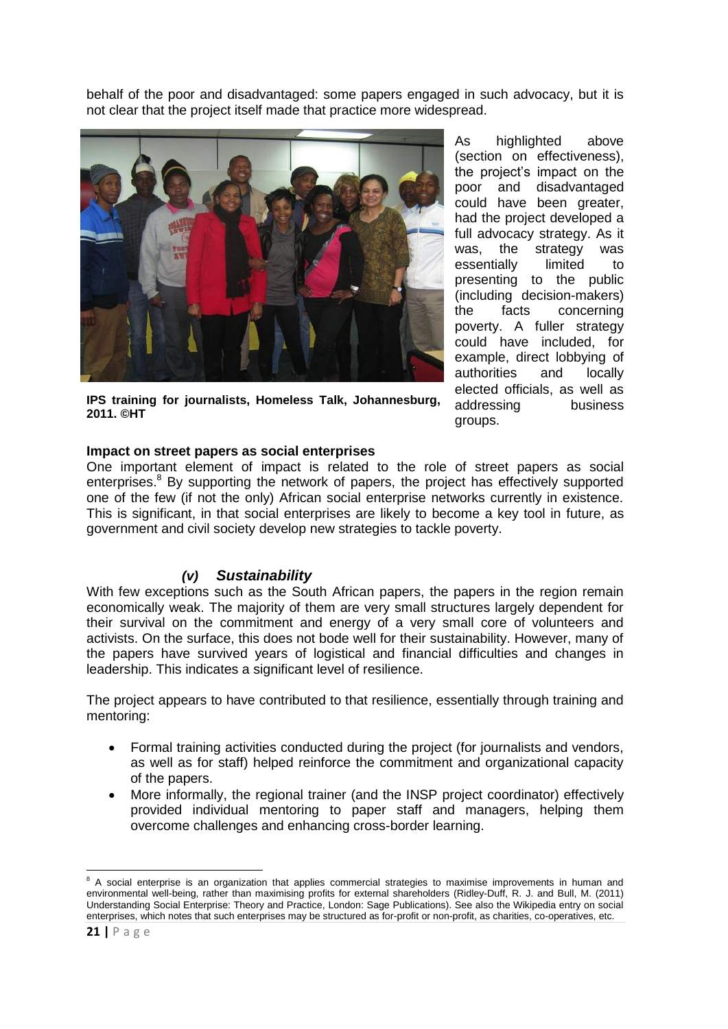behalf of the poor and disadvantaged: some papers engaged in such advocacy, but it is not clear that the project itself made that practice more widespread.

IPS training for journalists, Homeless Talk, Johannesburg, 2011. ©HT

As highlighted above (section on effectiveness), the project's impact on the poor and disadvantaged could have been greater, had the project developed a full advocacy strategy. As it was, the strategy was essentially limited to presenting to the public (including decision-makers) the facts concerning poverty. A fuller strategy could have included, for example, direct lobbying of authorities and locally elected officials, as well as addressing business groups.

**Impact on street papers as social enterprises**

One important element of impact is related to the role of street papers as social enterprises.[8] By supporting the network of papers, the project has effectively supported one of the few (if not the only) African social enterprise networks currently in existence. This is significant, in that social enterprises are likely to become a key tool in future, as government and civil society develop new strategies to tackle poverty.

### *(v) Sustainability*

With few exceptions such as the South African papers, the papers in the region remain economically weak. The majority of them are very small structures largely dependent for their survival on the commitment and energy of a very small core of volunteers and activists. On the surface, this does not bode well for their sustainability. However, many of the papers have survived years of logistical and financial difficulties and changes in leadership. This indicates a significant level of resilience.

The project appears to have contributed to that resilience, essentially through training and mentoring:

- Formal training activities conducted during the project (for journalists and vendors, as well as for staff) helped reinforce the commitment and organizational capacity of the papers.
- More informally, the regional trainer (and the INSP project coordinator) effectively provided individual mentoring to paper staff and managers, helping them overcome challenges and enhancing cross-border learning.

[8] A social enterprise is an organization that applies commercial strategies to maximise improvements in human and environmental well-being, rather than maximising profits for external shareholders (Ridley-Duff, R. J. and Bull, M. (2011) Understanding Social Enterprise: Theory and Practice, London: Sage Publications). See also the Wikipedia entry on social enterprises, which notes that such enterprises may be structured as for-profit or non-profit, as charities, co-operatives, etc.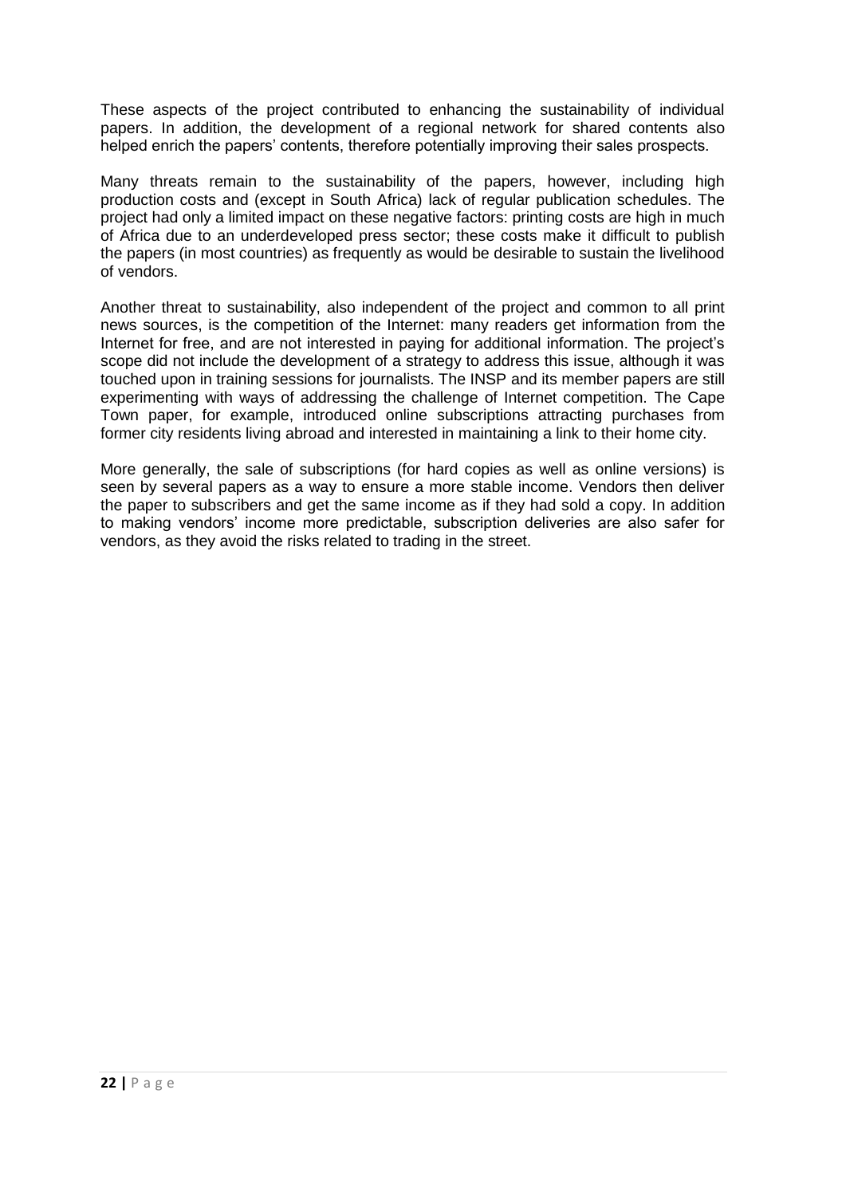These aspects of the project contributed to enhancing the sustainability of individual papers. In addition, the development of a regional network for shared contents also helped enrich the papers' contents, therefore potentially improving their sales prospects.

Many threats remain to the sustainability of the papers, however, including high production costs and (except in South Africa) lack of regular publication schedules. The project had only a limited impact on these negative factors: printing costs are high in much of Africa due to an underdeveloped press sector; these costs make it difficult to publish the papers (in most countries) as frequently as would be desirable to sustain the livelihood of vendors.

Another threat to sustainability, also independent of the project and common to all print news sources, is the competition of the Internet: many readers get information from the Internet for free, and are not interested in paying for additional information. The project's scope did not include the development of a strategy to address this issue, although it was touched upon in training sessions for journalists. The INSP and its member papers are still experimenting with ways of addressing the challenge of Internet competition. The Cape Town paper, for example, introduced online subscriptions attracting purchases from former city residents living abroad and interested in maintaining a link to their home city.

More generally, the sale of subscriptions (for hard copies as well as online versions) is seen by several papers as a way to ensure a more stable income. Vendors then deliver the paper to subscribers and get the same income as if they had sold a copy. In addition to making vendors' income more predictable, subscription deliveries are also safer for vendors, as they avoid the risks related to trading in the street.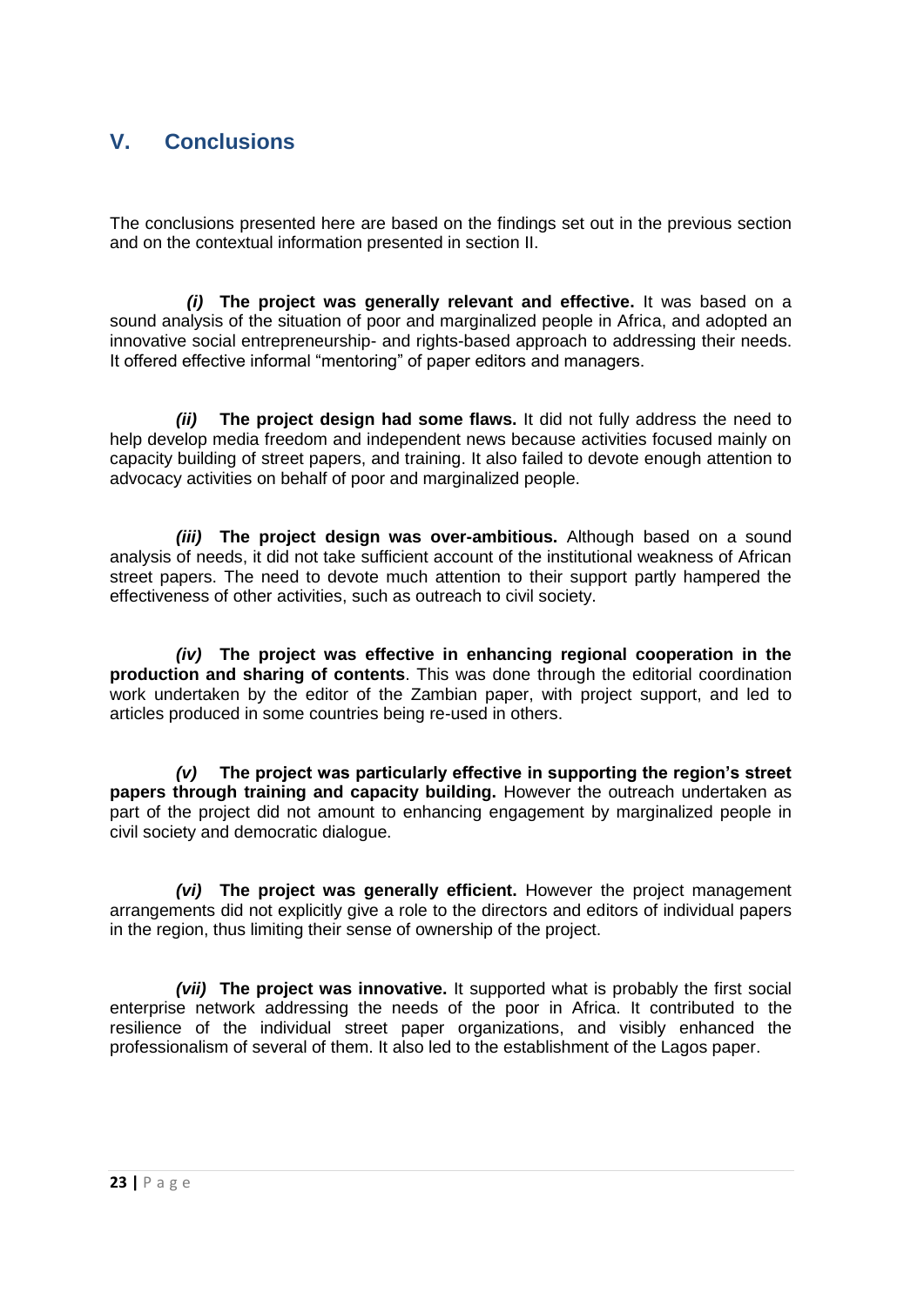## V. Conclusions

The conclusions presented here are based on the findings set out in the previous section and on the contextual information presented in section II.

***(i)*** **The project was generally relevant and effective.** It was based on a sound analysis of the situation of poor and marginalized people in Africa, and adopted an innovative social entrepreneurship- and rights-based approach to addressing their needs. It offered effective informal "mentoring" of paper editors and managers.

***(ii)*** **The project design had some flaws.** It did not fully address the need to help develop media freedom and independent news because activities focused mainly on capacity building of street papers, and training. It also failed to devote enough attention to advocacy activities on behalf of poor and marginalized people.

***(iii)*** **The project design was over-ambitious.** Although based on a sound analysis of needs, it did not take sufficient account of the institutional weakness of African street papers. The need to devote much attention to their support partly hampered the effectiveness of other activities, such as outreach to civil society.

***(iv)*** **The project was effective in enhancing regional cooperation in the production and sharing of contents**. This was done through the editorial coordination work undertaken by the editor of the Zambian paper, with project support, and led to articles produced in some countries being re-used in others.

***(v)*** **The project was particularly effective in supporting the region's street papers through training and capacity building.** However the outreach undertaken as part of the project did not amount to enhancing engagement by marginalized people in civil society and democratic dialogue.

***(vi)*** **The project was generally efficient.** However the project management arrangements did not explicitly give a role to the directors and editors of individual papers in the region, thus limiting their sense of ownership of the project.

***(vii)*** **The project was innovative.** It supported what is probably the first social enterprise network addressing the needs of the poor in Africa. It contributed to the resilience of the individual street paper organizations, and visibly enhanced the professionalism of several of them. It also led to the establishment of the Lagos paper.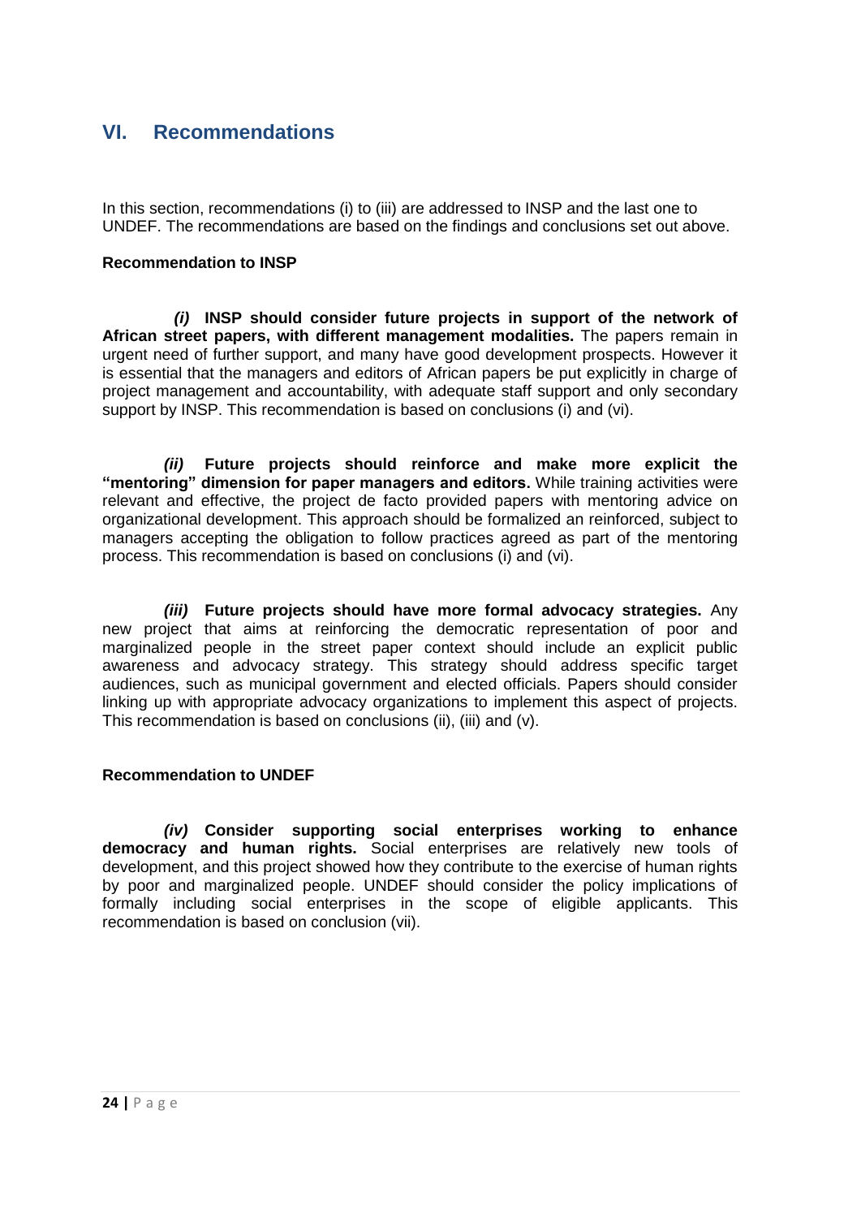# VI. Recommendations

In this section, recommendations (i) to (iii) are addressed to INSP and the last one to UNDEF. The recommendations are based on the findings and conclusions set out above.

**Recommendation to INSP**

***(i)*** **INSP should consider future projects in support of the network of African street papers, with different management modalities.** The papers remain in urgent need of further support, and many have good development prospects. However it is essential that the managers and editors of African papers be put explicitly in charge of project management and accountability, with adequate staff support and only secondary support by INSP. This recommendation is based on conclusions (i) and (vi).

***(ii)*** **Future projects should reinforce and make more explicit the "mentoring" dimension for paper managers and editors.** While training activities were relevant and effective, the project de facto provided papers with mentoring advice on organizational development. This approach should be formalized an reinforced, subject to managers accepting the obligation to follow practices agreed as part of the mentoring process. This recommendation is based on conclusions (i) and (vi).

***(iii)*** **Future projects should have more formal advocacy strategies.** Any new project that aims at reinforcing the democratic representation of poor and marginalized people in the street paper context should include an explicit public awareness and advocacy strategy. This strategy should address specific target audiences, such as municipal government and elected officials. Papers should consider linking up with appropriate advocacy organizations to implement this aspect of projects. This recommendation is based on conclusions (ii), (iii) and (v).

**Recommendation to UNDEF**

***(iv)*** **Consider supporting social enterprises working to enhance democracy and human rights.** Social enterprises are relatively new tools of development, and this project showed how they contribute to the exercise of human rights by poor and marginalized people. UNDEF should consider the policy implications of formally including social enterprises in the scope of eligible applicants. This recommendation is based on conclusion (vii).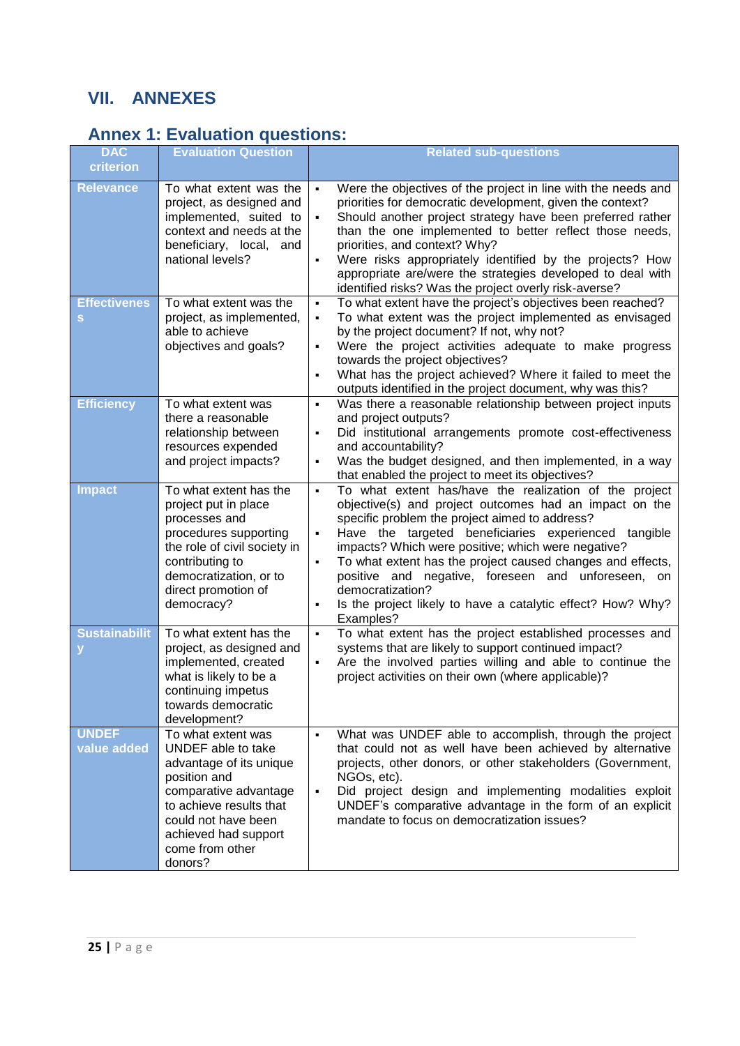# VII. ANNEXES

## Annex 1: Evaluation questions:

| DAC criterion | Evaluation Question | Related sub-questions |
|---|---|---|
| Relevance | To what extent was the project, as designed and implemented, suited to context and needs at the beneficiary, local, and national levels? | ▪ Were the objectives of the project in line with the needs and priorities for democratic development, given the context?<br>▪ Should another project strategy have been preferred rather than the one implemented to better reflect those needs, priorities, and context? Why?<br>▪ Were risks appropriately identified by the projects? How appropriate are/were the strategies developed to deal with identified risks? Was the project overly risk-averse? |
| Effectiveness | To what extent was the project, as implemented, able to achieve objectives and goals? | ▪ To what extent have the project's objectives been reached?<br>▪ To what extent was the project implemented as envisaged by the project document? If not, why not?<br>▪ Were the project activities adequate to make progress towards the project objectives?<br>▪ What has the project achieved? Where it failed to meet the outputs identified in the project document, why was this? |
| Efficiency | To what extent was there a reasonable relationship between resources expended and project impacts? | ▪ Was there a reasonable relationship between project inputs and project outputs?<br>▪ Did institutional arrangements promote cost-effectiveness and accountability?<br>▪ Was the budget designed, and then implemented, in a way that enabled the project to meet its objectives? |
| Impact | To what extent has the project put in place processes and procedures supporting the role of civil society in contributing to democratization, or to direct promotion of democracy? | ▪ To what extent has/have the realization of the project objective(s) and project outcomes had an impact on the specific problem the project aimed to address?<br>▪ Have the targeted beneficiaries experienced tangible impacts? Which were positive; which were negative?<br>▪ To what extent has the project caused changes and effects, positive and negative, foreseen and unforeseen, on democratization?<br>▪ Is the project likely to have a catalytic effect? How? Why? Examples? |
| Sustainability | To what extent has the project, as designed and implemented, created what is likely to be a continuing impetus towards democratic development? | ▪ To what extent has the project established processes and systems that are likely to support continued impact?<br>▪ Are the involved parties willing and able to continue the project activities on their own (where applicable)? |
| UNDEF value added | To what extent was UNDEF able to take advantage of its unique position and comparative advantage to achieve results that could not have been achieved had support come from other donors? | ▪ What was UNDEF able to accomplish, through the project that could not as well have been achieved by alternative projects, other donors, or other stakeholders (Government, NGOs, etc).<br>▪ Did project design and implementing modalities exploit UNDEF's comparative advantage in the form of an explicit mandate to focus on democratization issues? |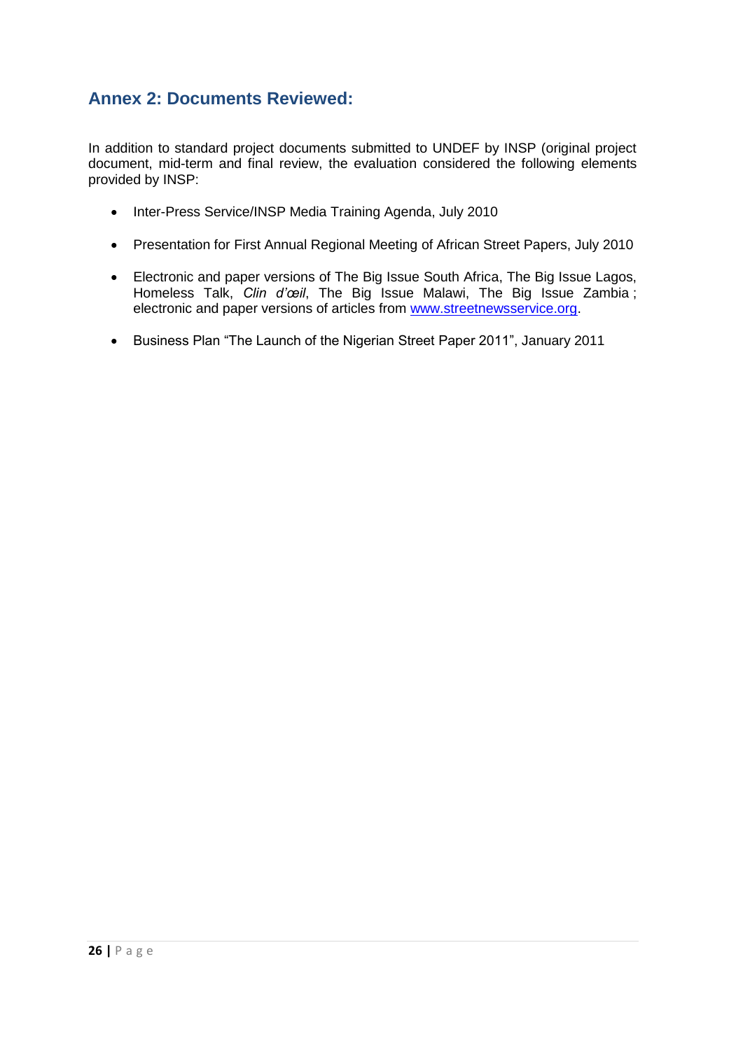## Annex 2: Documents Reviewed:

In addition to standard project documents submitted to UNDEF by INSP (original project document, mid-term and final review, the evaluation considered the following elements provided by INSP:

- Inter-Press Service/INSP Media Training Agenda, July 2010
- Presentation for First Annual Regional Meeting of African Street Papers, July 2010
- Electronic and paper versions of The Big Issue South Africa, The Big Issue Lagos, Homeless Talk, *Clin d'œil*, The Big Issue Malawi, The Big Issue Zambia ; electronic and paper versions of articles from [www.streetnewsservice.org](http://www.streetnewsservice.org).
- Business Plan "The Launch of the Nigerian Street Paper 2011", January 2011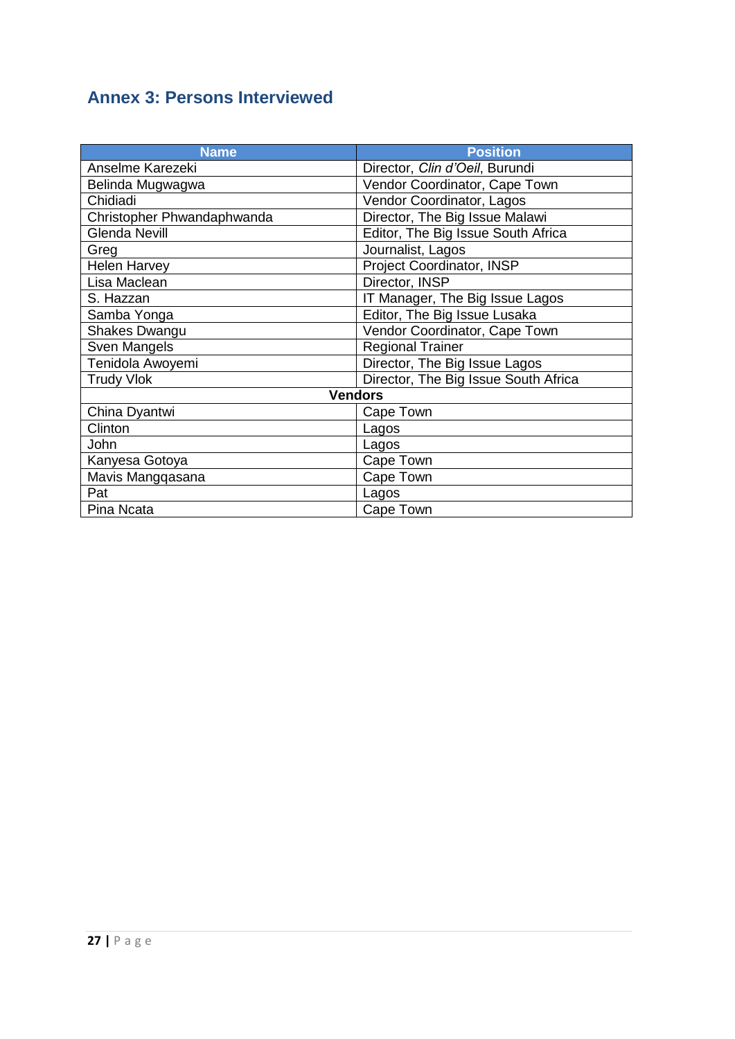## Annex 3: Persons Interviewed

| Name | Position |
|---|---|
| Anselme Karezeki | Director, *Clin d'Oeil*, Burundi |
| Belinda Mugwagwa | Vendor Coordinator, Cape Town |
| Chidiadi | Vendor Coordinator, Lagos |
| Christopher Phwandaphwanda | Director, The Big Issue Malawi |
| Glenda Nevill | Editor, The Big Issue South Africa |
| Greg | Journalist, Lagos |
| Helen Harvey | Project Coordinator, INSP |
| Lisa Maclean | Director, INSP |
| S. Hazzan | IT Manager, The Big Issue Lagos |
| Samba Yonga | Editor, The Big Issue Lusaka |
| Shakes Dwangu | Vendor Coordinator, Cape Town |
| Sven Mangels | Regional Trainer |
| Tenidola Awoyemi | Director, The Big Issue Lagos |
| Trudy Vlok | Director, The Big Issue South Africa |
| **Vendors** | |
| China Dyantwi | Cape Town |
| Clinton | Lagos |
| John | Lagos |
| Kanyesa Gotoya | Cape Town |
| Mavis Mangqasana | Cape Town |
| Pat | Lagos |
| Pina Ncata | Cape Town |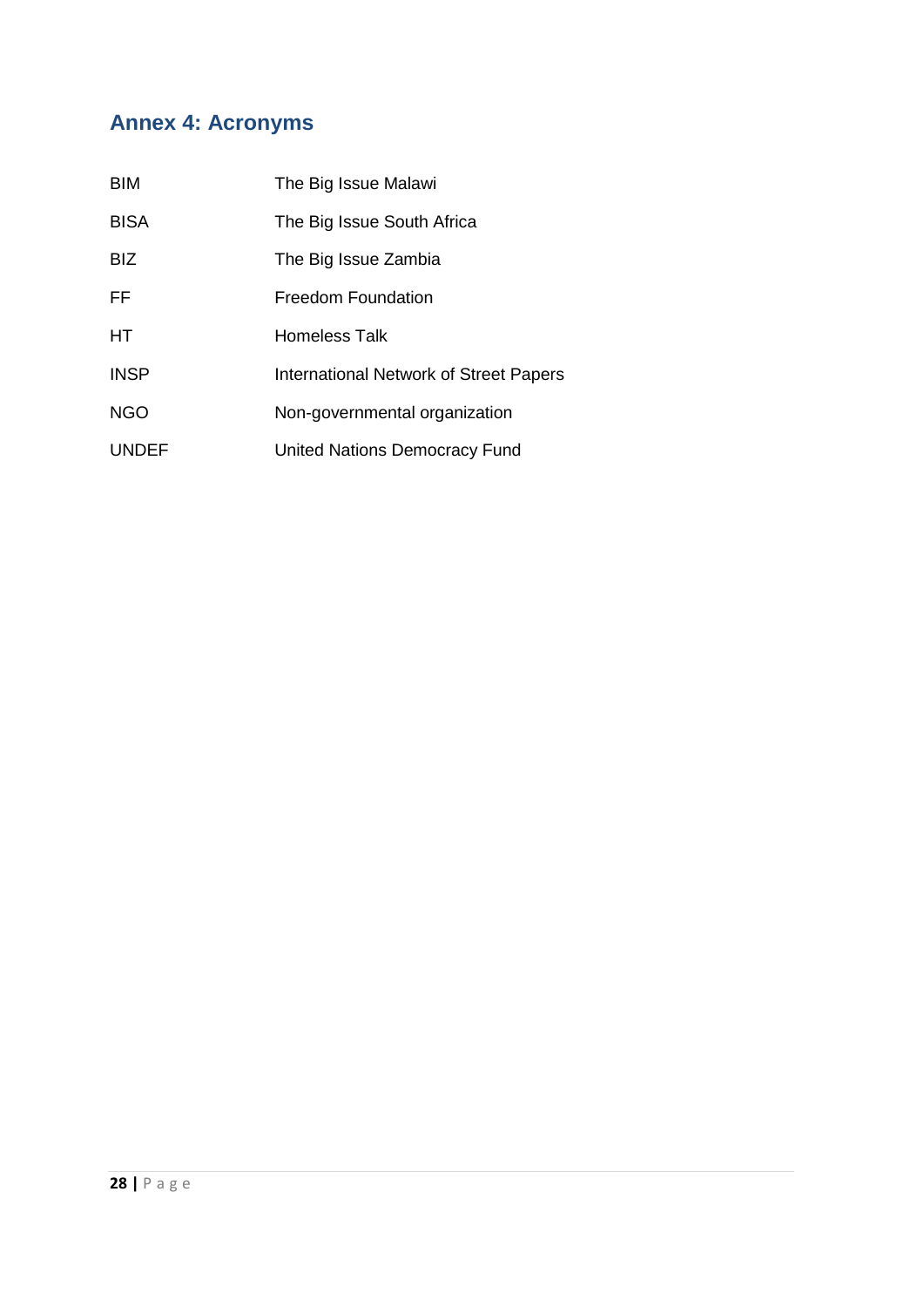## Annex 4: Acronyms

| | |
|---|---|
| BIM | The Big Issue Malawi |
| BISA | The Big Issue South Africa |
| BIZ | The Big Issue Zambia |
| FF | Freedom Foundation |
| HT | Homeless Talk |
| INSP | International Network of Street Papers |
| NGO | Non-governmental organization |
| UNDEF | United Nations Democracy Fund |